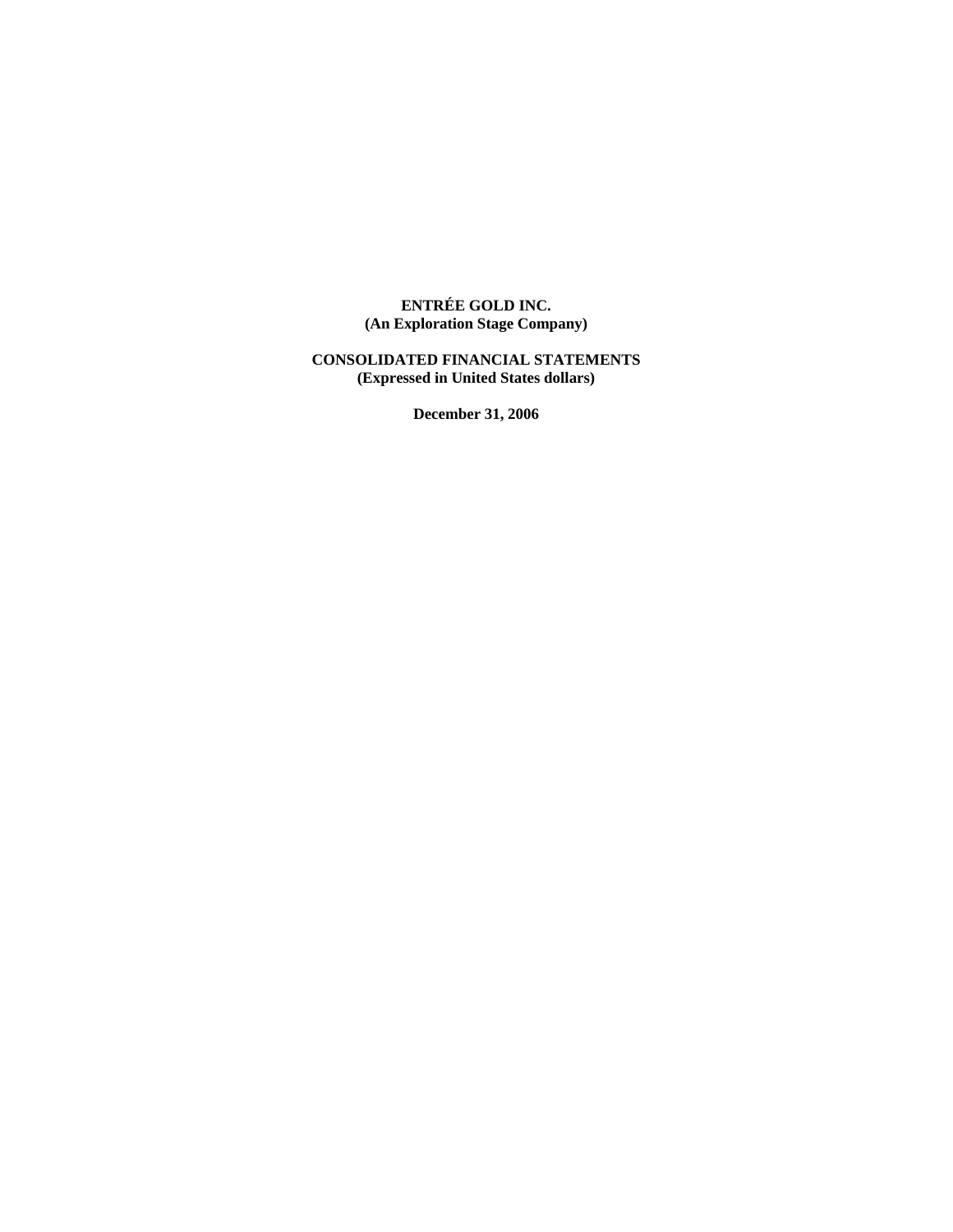**ENTRÉE GOLD INC.**
**(An Exploration Stage Company)**

**CONSOLIDATED FINANCIAL STATEMENTS**
**(Expressed in United States dollars)**

**December 31, 2006**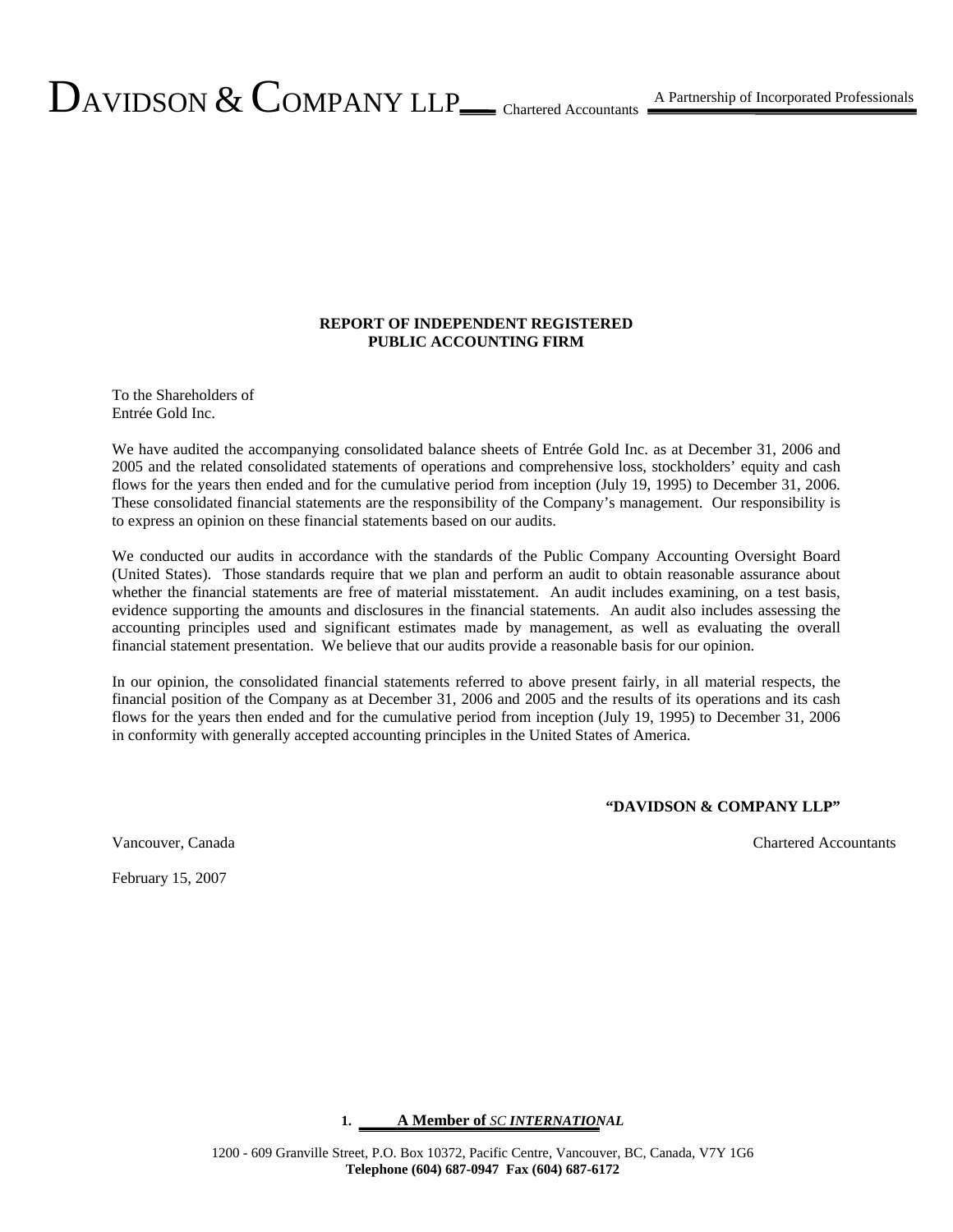DAVIDSON & COMPANY LLP Chartered Accountants A Partnership of Incorporated Professionals

**REPORT OF INDEPENDENT REGISTERED PUBLIC ACCOUNTING FIRM**

To the Shareholders of
Entrée Gold Inc.

We have audited the accompanying consolidated balance sheets of Entrée Gold Inc. as at December 31, 2006 and 2005 and the related consolidated statements of operations and comprehensive loss, stockholders' equity and cash flows for the years then ended and for the cumulative period from inception (July 19, 1995) to December 31, 2006. These consolidated financial statements are the responsibility of the Company's management. Our responsibility is to express an opinion on these financial statements based on our audits.

We conducted our audits in accordance with the standards of the Public Company Accounting Oversight Board (United States). Those standards require that we plan and perform an audit to obtain reasonable assurance about whether the financial statements are free of material misstatement. An audit includes examining, on a test basis, evidence supporting the amounts and disclosures in the financial statements. An audit also includes assessing the accounting principles used and significant estimates made by management, as well as evaluating the overall financial statement presentation. We believe that our audits provide a reasonable basis for our opinion.

In our opinion, the consolidated financial statements referred to above present fairly, in all material respects, the financial position of the Company as at December 31, 2006 and 2005 and the results of its operations and its cash flows for the years then ended and for the cumulative period from inception (July 19, 1995) to December 31, 2006 in conformity with generally accepted accounting principles in the United States of America.

**"DAVIDSON & COMPANY LLP"**

Vancouver, Canada

Chartered Accountants

February 15, 2007

**A Member of *SC INTERNATIONAL***

1200 - 609 Granville Street, P.O. Box 10372, Pacific Centre, Vancouver, BC, Canada, V7Y 1G6
**Telephone (604) 687-0947 Fax (604) 687-6172**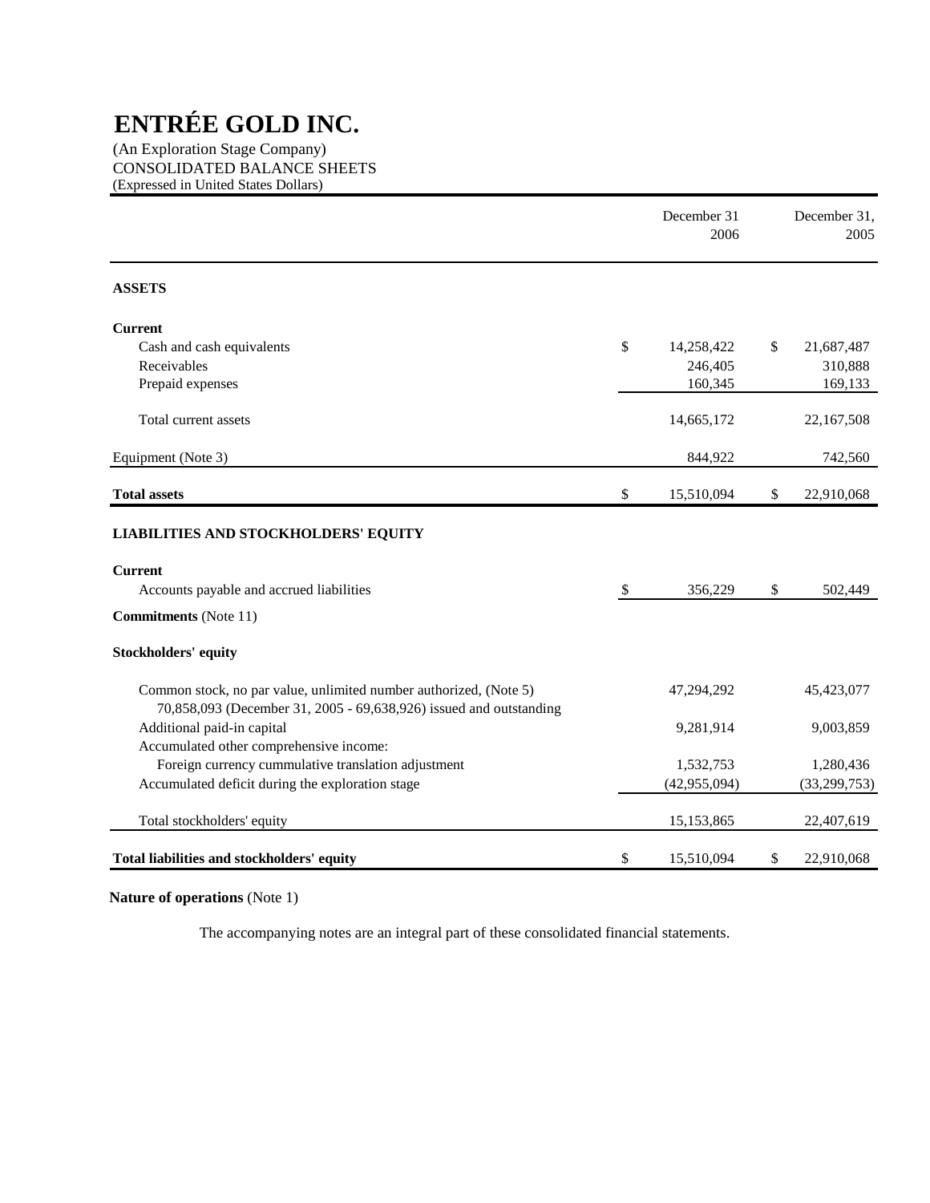# ENTRÉE GOLD INC.

(An Exploration Stage Company)
CONSOLIDATED BALANCE SHEETS
(Expressed in United States Dollars)

| | December 31 2006 | December 31, 2005 |
|---|---|---|
| **ASSETS** | | |
| **Current** | | |
| Cash and cash equivalents | $ 14,258,422 | $ 21,687,487 |
| Receivables | 246,405 | 310,888 |
| Prepaid expenses | 160,345 | 169,133 |
| Total current assets | 14,665,172 | 22,167,508 |
| Equipment (Note 3) | 844,922 | 742,560 |
| **Total assets** | $ 15,510,094 | $ 22,910,068 |
| **LIABILITIES AND STOCKHOLDERS' EQUITY** | | |
| **Current** | | |
| Accounts payable and accrued liabilities | $ 356,229 | $ 502,449 |
| **Commitments** (Note 11) | | |
| **Stockholders' equity** | | |
| Common stock, no par value, unlimited number authorized, (Note 5) 70,858,093 (December 31, 2005 - 69,638,926) issued and outstanding | 47,294,292 | 45,423,077 |
| Additional paid-in capital | 9,281,914 | 9,003,859 |
| Accumulated other comprehensive income: | | |
| Foreign currency cummulative translation adjustment | 1,532,753 | 1,280,436 |
| Accumulated deficit during the exploration stage | (42,955,094) | (33,299,753) |
| Total stockholders' equity | 15,153,865 | 22,407,619 |
| **Total liabilities and stockholders' equity** | $ 15,510,094 | $ 22,910,068 |

**Nature of operations** (Note 1)

The accompanying notes are an integral part of these consolidated financial statements.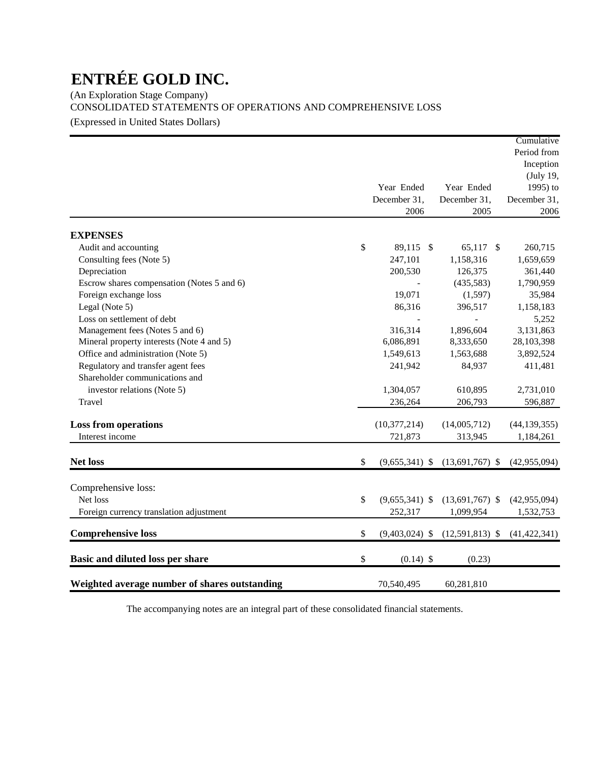# ENTRÉE GOLD INC.

(An Exploration Stage Company)
CONSOLIDATED STATEMENTS OF OPERATIONS AND COMPREHENSIVE LOSS
(Expressed in United States Dollars)

| | Year Ended December 31, 2006 | Year Ended December 31, 2005 | Cumulative Period from Inception (July 19, 1995) to December 31, 2006 |
|---|---|---|---|
| **EXPENSES** | | | |
| Audit and accounting | $ 89,115 | $ 65,117 | $ 260,715 |
| Consulting fees (Note 5) | 247,101 | 1,158,316 | 1,659,659 |
| Depreciation | 200,530 | 126,375 | 361,440 |
| Escrow shares compensation (Notes 5 and 6) | - | (435,583) | 1,790,959 |
| Foreign exchange loss | 19,071 | (1,597) | 35,984 |
| Legal (Note 5) | 86,316 | 396,517 | 1,158,183 |
| Loss on settlement of debt | - | - | 5,252 |
| Management fees (Notes 5 and 6) | 316,314 | 1,896,604 | 3,131,863 |
| Mineral property interests (Note 4 and 5) | 6,086,891 | 8,333,650 | 28,103,398 |
| Office and administration (Note 5) | 1,549,613 | 1,563,688 | 3,892,524 |
| Regulatory and transfer agent fees | 241,942 | 84,937 | 411,481 |
| Shareholder communications and investor relations (Note 5) | 1,304,057 | 610,895 | 2,731,010 |
| Travel | 236,264 | 206,793 | 596,887 |
| **Loss from operations** | (10,377,214) | (14,005,712) | (44,139,355) |
| Interest income | 721,873 | 313,945 | 1,184,261 |
| **Net loss** | $ (9,655,341) | $ (13,691,767) | $ (42,955,094) |
| Comprehensive loss: | | | |
| Net loss | $ (9,655,341) | $ (13,691,767) | $ (42,955,094) |
| Foreign currency translation adjustment | 252,317 | 1,099,954 | 1,532,753 |
| **Comprehensive loss** | $ (9,403,024) | $ (12,591,813) | $ (41,422,341) |
| **Basic and diluted loss per share** | $ (0.14) | $ (0.23) | |
| **Weighted average number of shares outstanding** | 70,540,495 | 60,281,810 | |

The accompanying notes are an integral part of these consolidated financial statements.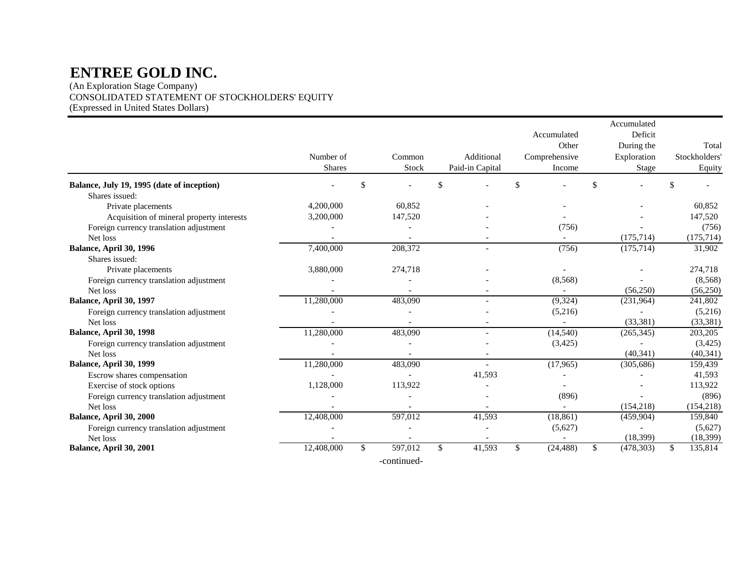# ENTREE GOLD INC.

(An Exploration Stage Company)
CONSOLIDATED STATEMENT OF STOCKHOLDERS' EQUITY
(Expressed in United States Dollars)

| | Number of Shares | Common Stock | Additional Paid-in Capital | Accumulated Other Comprehensive Income | Accumulated Deficit During the Exploration Stage | Total Stockholders' Equity |
|---|---|---|---|---|---|---|
| **Balance, July 19, 1995 (date of inception)** | - | $ - | $ - | $ - | $ - | $ - |
| Shares issued: | | | | | | |
| Private placements | 4,200,000 | 60,852 | - | - | - | 60,852 |
| Acquisition of mineral property interests | 3,200,000 | 147,520 | - | - | - | 147,520 |
| Foreign currency translation adjustment | - | - | - | (756) | - | (756) |
| Net loss | - | - | - | - | (175,714) | (175,714) |
| **Balance, April 30, 1996** | 7,400,000 | 208,372 | - | (756) | (175,714) | 31,902 |
| Shares issued: | | | | | | |
| Private placements | 3,880,000 | 274,718 | - | - | - | 274,718 |
| Foreign currency translation adjustment | - | - | - | (8,568) | - | (8,568) |
| Net loss | - | - | - | - | (56,250) | (56,250) |
| **Balance, April 30, 1997** | 11,280,000 | 483,090 | - | (9,324) | (231,964) | 241,802 |
| Foreign currency translation adjustment | - | - | - | (5,216) | - | (5,216) |
| Net loss | - | - | - | - | (33,381) | (33,381) |
| **Balance, April 30, 1998** | 11,280,000 | 483,090 | - | (14,540) | (265,345) | 203,205 |
| Foreign currency translation adjustment | - | - | - | (3,425) | - | (3,425) |
| Net loss | - | - | - | | (40,341) | (40,341) |
| **Balance, April 30, 1999** | 11,280,000 | 483,090 | - | (17,965) | (305,686) | 159,439 |
| Escrow shares compensation | - | - | 41,593 | - | - | 41,593 |
| Exercise of stock options | 1,128,000 | 113,922 | - | - | - | 113,922 |
| Foreign currency translation adjustment | - | - | - | (896) | - | (896) |
| Net loss | - | - | - | - | (154,218) | (154,218) |
| **Balance, April 30, 2000** | 12,408,000 | 597,012 | 41,593 | (18,861) | (459,904) | 159,840 |
| Foreign currency translation adjustment | - | - | - | (5,627) | - | (5,627) |
| Net loss | - | - | - | - | (18,399) | (18,399) |
| **Balance, April 30, 2001** | 12,408,000 | $ 597,012 | $ 41,593 | $ (24,488) | $ (478,303) | $ 135,814 |

-continued-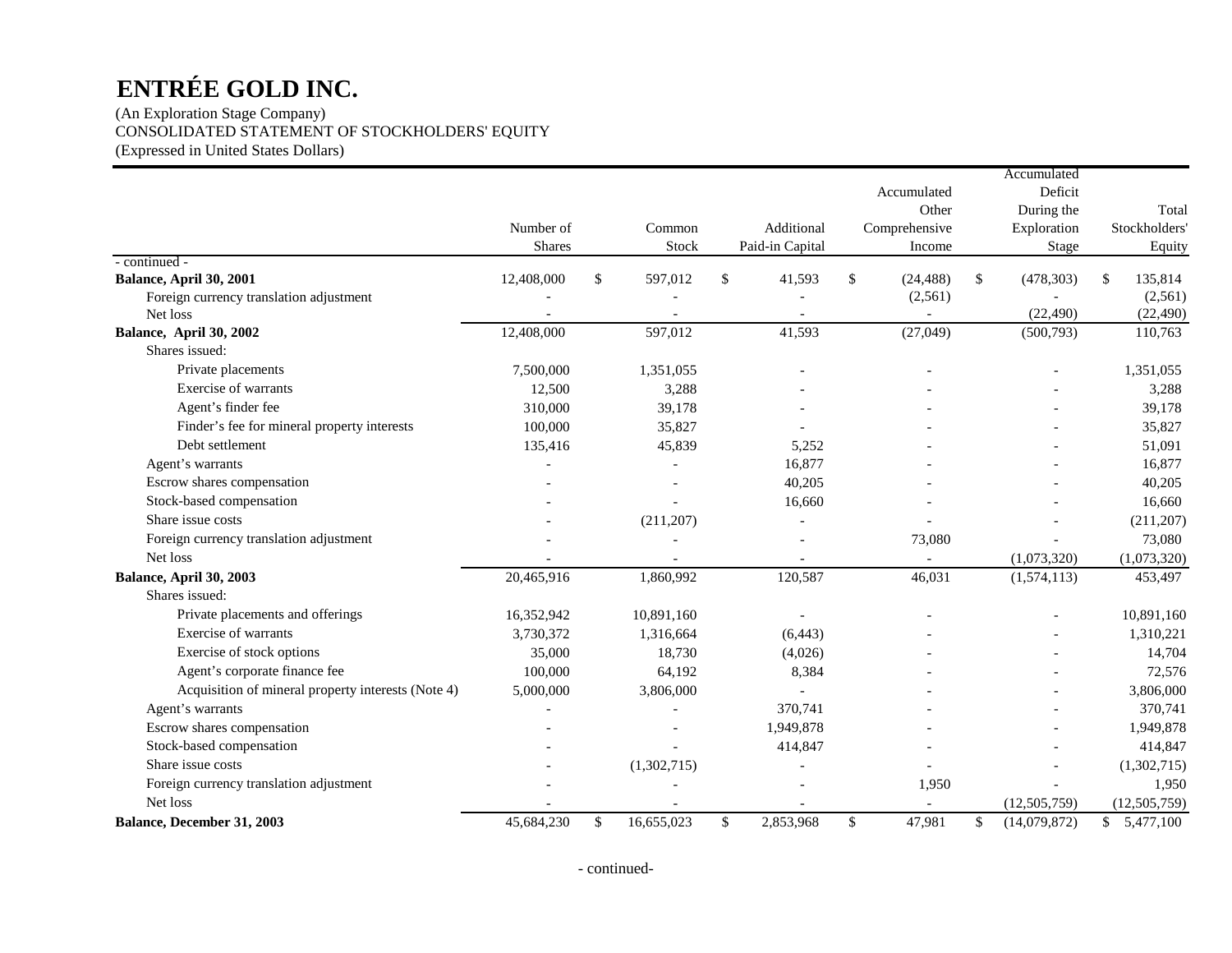# ENTRÉE GOLD INC.

(An Exploration Stage Company)
CONSOLIDATED STATEMENT OF STOCKHOLDERS' EQUITY
(Expressed in United States Dollars)

| | Number of Shares | Common Stock | Additional Paid-in Capital | Accumulated Other Comprehensive Income | Accumulated Deficit During the Exploration Stage | Total Stockholders' Equity |
|---|---|---|---|---|---|---|
| - continued - | | | | | | |
| **Balance, April 30, 2001** | 12,408,000 | $ 597,012 | $ 41,593 | $ (24,488) | $ (478,303) | $ 135,814 |
| Foreign currency translation adjustment | - | - | - | (2,561) | - | (2,561) |
| Net loss | - | - | - | - | (22,490) | (22,490) |
| **Balance, April 30, 2002** | 12,408,000 | 597,012 | 41,593 | (27,049) | (500,793) | 110,763 |
| Shares issued: | | | | | | |
| Private placements | 7,500,000 | 1,351,055 | - | - | - | 1,351,055 |
| Exercise of warrants | 12,500 | 3,288 | - | - | - | 3,288 |
| Agent’s finder fee | 310,000 | 39,178 | - | - | - | 39,178 |
| Finder’s fee for mineral property interests | 100,000 | 35,827 | - | - | - | 35,827 |
| Debt settlement | 135,416 | 45,839 | 5,252 | - | - | 51,091 |
| Agent’s warrants | - | - | 16,877 | - | - | 16,877 |
| Escrow shares compensation | - | - | 40,205 | - | - | 40,205 |
| Stock-based compensation | - | - | 16,660 | - | - | 16,660 |
| Share issue costs | - | (211,207) | - | - | - | (211,207) |
| Foreign currency translation adjustment | - | - | - | 73,080 | - | 73,080 |
| Net loss | - | - | - | - | (1,073,320) | (1,073,320) |
| **Balance, April 30, 2003** | 20,465,916 | 1,860,992 | 120,587 | 46,031 | (1,574,113) | 453,497 |
| Shares issued: | | | | | | |
| Private placements and offerings | 16,352,942 | 10,891,160 | - | - | - | 10,891,160 |
| Exercise of warrants | 3,730,372 | 1,316,664 | (6,443) | - | - | 1,310,221 |
| Exercise of stock options | 35,000 | 18,730 | (4,026) | - | - | 14,704 |
| Agent’s corporate finance fee | 100,000 | 64,192 | 8,384 | - | - | 72,576 |
| Acquisition of mineral property interests (Note 4) | 5,000,000 | 3,806,000 | - | - | - | 3,806,000 |
| Agent’s warrants | - | - | 370,741 | - | - | 370,741 |
| Escrow shares compensation | - | - | 1,949,878 | - | - | 1,949,878 |
| Stock-based compensation | - | - | 414,847 | - | - | 414,847 |
| Share issue costs | - | (1,302,715) | - | - | - | (1,302,715) |
| Foreign currency translation adjustment | - | - | - | 1,950 | - | 1,950 |
| Net loss | - | - | - | - | (12,505,759) | (12,505,759) |
| **Balance, December 31, 2003** | 45,684,230 | $ 16,655,023 | $ 2,853,968 | $ 47,981 | $ (14,079,872) | $ 5,477,100 |

- continued-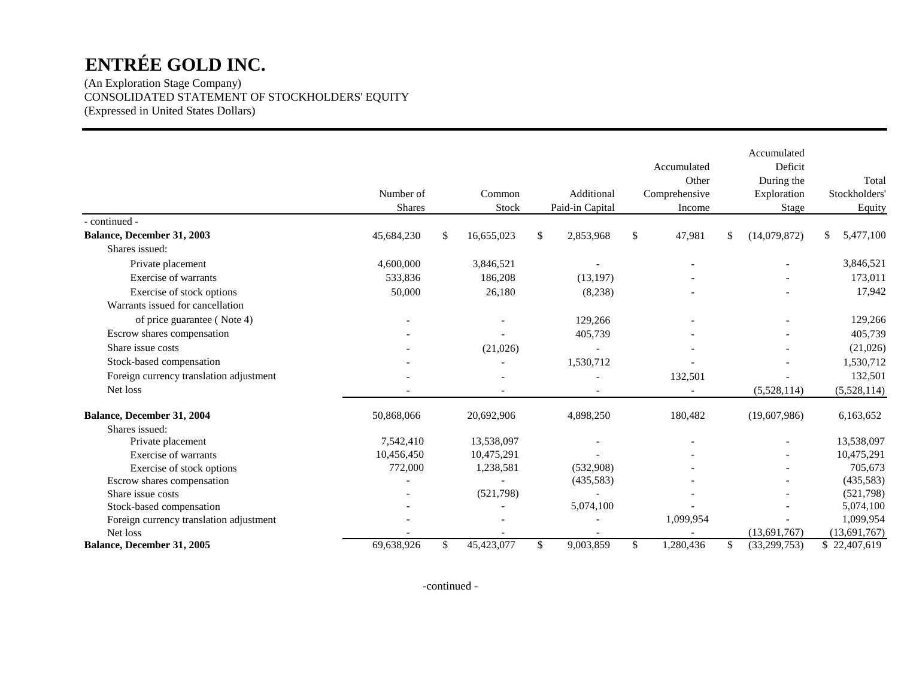# ENTRÉE GOLD INC.

(An Exploration Stage Company)
CONSOLIDATED STATEMENT OF STOCKHOLDERS' EQUITY
(Expressed in United States Dollars)

| | Number of Shares | Common Stock | Additional Paid-in Capital | Accumulated Other Comprehensive Income | Accumulated Deficit During the Exploration Stage | Total Stockholders' Equity |
|---|---|---|---|---|---|---|
| - continued - | | | | | | |
| **Balance, December 31, 2003** | 45,684,230 | $ 16,655,023 | $ 2,853,968 | $ 47,981 | $ (14,079,872) | $ 5,477,100 |
| Shares issued: | | | | | | |
| Private placement | 4,600,000 | 3,846,521 | - | - | - | 3,846,521 |
| Exercise of warrants | 533,836 | 186,208 | (13,197) | - | - | 173,011 |
| Exercise of stock options | 50,000 | 26,180 | (8,238) | - | - | 17,942 |
| Warrants issued for cancellation of price guarantee ( Note 4) | - | - | 129,266 | - | - | 129,266 |
| Escrow shares compensation | - | - | 405,739 | - | - | 405,739 |
| Share issue costs | - | (21,026) | - | - | - | (21,026) |
| Stock-based compensation | - | - | 1,530,712 | - | - | 1,530,712 |
| Foreign currency translation adjustment | - | - | - | 132,501 | - | 132,501 |
| Net loss | - | - | - | - | (5,528,114) | (5,528,114) |
| **Balance, December 31, 2004** | 50,868,066 | 20,692,906 | 4,898,250 | 180,482 | (19,607,986) | 6,163,652 |
| Shares issued: | | | | | | |
| Private placement | 7,542,410 | 13,538,097 | - | - | - | 13,538,097 |
| Exercise of warrants | 10,456,450 | 10,475,291 | - | - | - | 10,475,291 |
| Exercise of stock options | 772,000 | 1,238,581 | (532,908) | - | - | 705,673 |
| Escrow shares compensation | - | - | (435,583) | - | - | (435,583) |
| Share issue costs | - | (521,798) | - | - | - | (521,798) |
| Stock-based compensation | - | - | 5,074,100 | - | - | 5,074,100 |
| Foreign currency translation adjustment | - | - | - | 1,099,954 | - | 1,099,954 |
| Net loss | - | - | - | - | (13,691,767) | (13,691,767) |
| **Balance, December 31, 2005** | 69,638,926 | $ 45,423,077 | $ 9,003,859 | $ 1,280,436 | $ (33,299,753) | $ 22,407,619 |

-continued -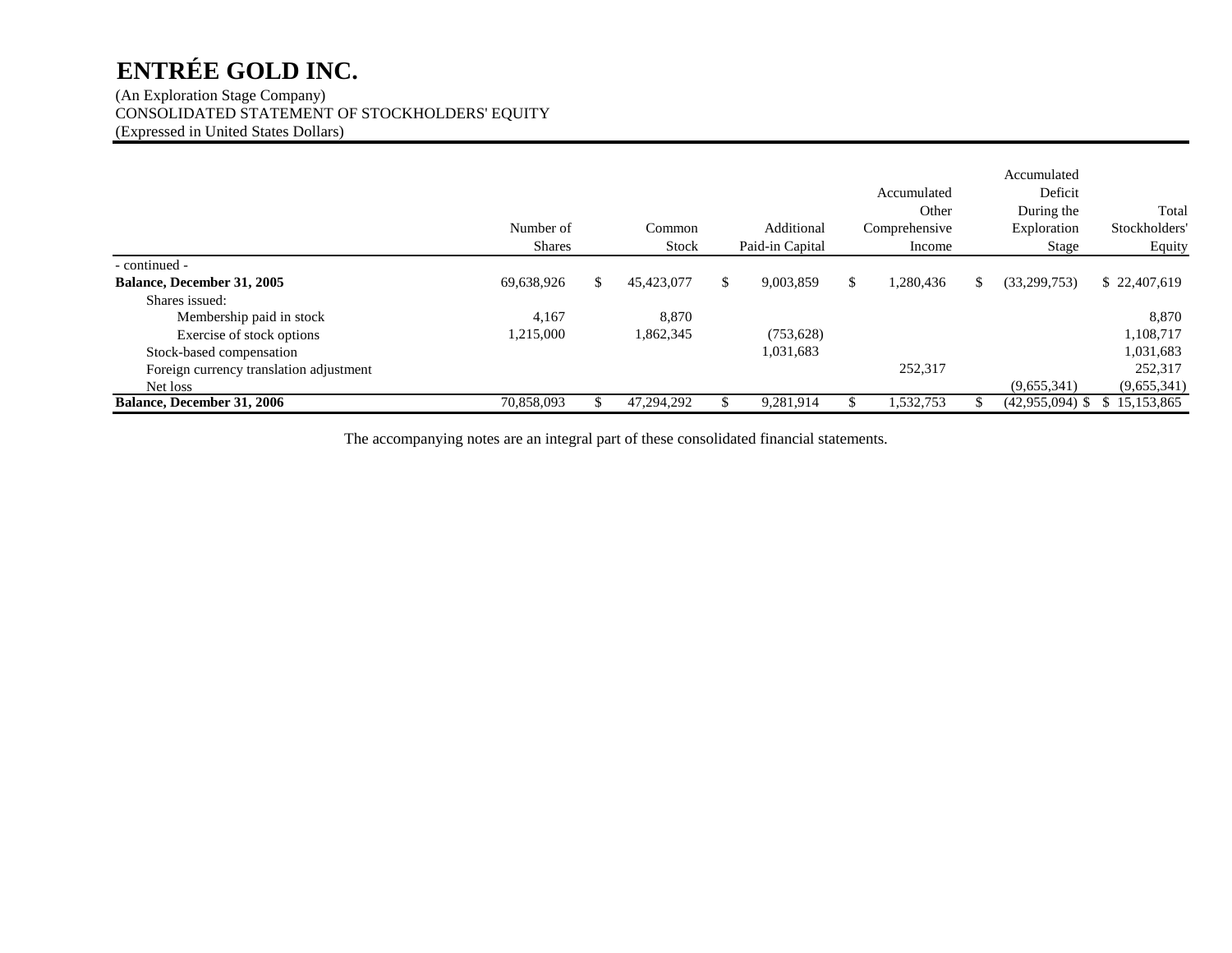# ENTRÉE GOLD INC.

(An Exploration Stage Company)
CONSOLIDATED STATEMENT OF STOCKHOLDERS' EQUITY
(Expressed in United States Dollars)

| | Number of Shares | Common Stock | Additional Paid-in Capital | Accumulated Other Comprehensive Income | Accumulated Deficit During the Exploration Stage | Total Stockholders' Equity |
|---|---|---|---|---|---|---|
| - continued - | | | | | | |
| **Balance, December 31, 2005** | 69,638,926 | $ 45,423,077 | $ 9,003,859 | $ 1,280,436 | $ (33,299,753) | $ 22,407,619 |
| Shares issued: | | | | | | |
| Membership paid in stock | 4,167 | 8,870 | | | | 8,870 |
| Exercise of stock options | 1,215,000 | 1,862,345 | (753,628) | | | 1,108,717 |
| Stock-based compensation | | | 1,031,683 | | | 1,031,683 |
| Foreign currency translation adjustment | | | | 252,317 | | 252,317 |
| Net loss | | | | | (9,655,341) | (9,655,341) |
| **Balance, December 31, 2006** | 70,858,093 | $ 47,294,292 | $ 9,281,914 | $ 1,532,753 | $ (42,955,094) $ | $ 15,153,865 |

The accompanying notes are an integral part of these consolidated financial statements.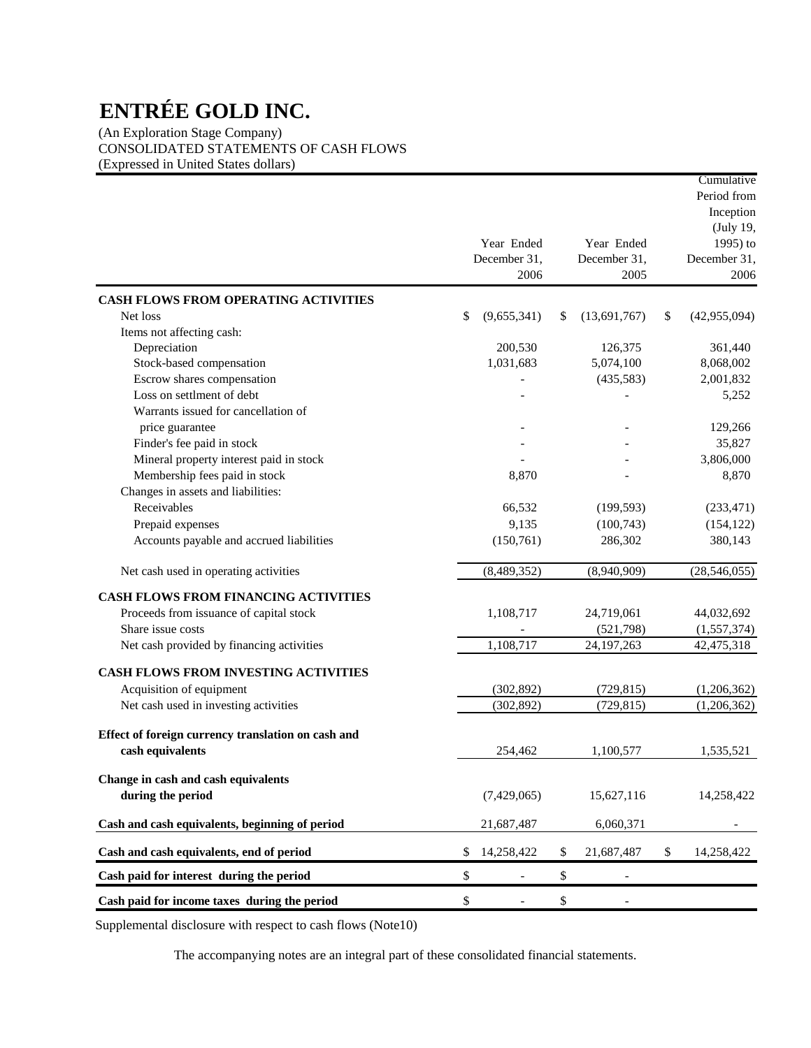# ENTRÉE GOLD INC.

(An Exploration Stage Company)
CONSOLIDATED STATEMENTS OF CASH FLOWS
(Expressed in United States dollars)

| | Year Ended December 31, 2006 | Year Ended December 31, 2005 | Cumulative Period from Inception (July 19, 1995) to December 31, 2006 |
|---|---|---|---|
| **CASH FLOWS FROM OPERATING ACTIVITIES** | | | |
| Net loss | $ (9,655,341) | $ (13,691,767) | $ (42,955,094) |
| Items not affecting cash: | | | |
| Depreciation | 200,530 | 126,375 | 361,440 |
| Stock-based compensation | 1,031,683 | 5,074,100 | 8,068,002 |
| Escrow shares compensation | - | (435,583) | 2,001,832 |
| Loss on settlment of debt | - | - | 5,252 |
| Warrants issued for cancellation of price guarantee | - | - | 129,266 |
| Finder's fee paid in stock | - | - | 35,827 |
| Mineral property interest paid in stock | - | - | 3,806,000 |
| Membership fees paid in stock | 8,870 | - | 8,870 |
| Changes in assets and liabilities: | | | |
| Receivables | 66,532 | (199,593) | (233,471) |
| Prepaid expenses | 9,135 | (100,743) | (154,122) |
| Accounts payable and accrued liabilities | (150,761) | 286,302 | 380,143 |
| Net cash used in operating activities | (8,489,352) | (8,940,909) | (28,546,055) |
| **CASH FLOWS FROM FINANCING ACTIVITIES** | | | |
| Proceeds from issuance of capital stock | 1,108,717 | 24,719,061 | 44,032,692 |
| Share issue costs | - | (521,798) | (1,557,374) |
| Net cash provided by financing activities | 1,108,717 | 24,197,263 | 42,475,318 |
| **CASH FLOWS FROM INVESTING ACTIVITIES** | | | |
| Acquisition of equipment | (302,892) | (729,815) | (1,206,362) |
| Net cash used in investing activities | (302,892) | (729,815) | (1,206,362) |
| **Effect of foreign currency translation on cash and cash equivalents** | 254,462 | 1,100,577 | 1,535,521 |
| **Change in cash and cash equivalents during the period** | (7,429,065) | 15,627,116 | 14,258,422 |
| **Cash and cash equivalents, beginning of period** | 21,687,487 | 6,060,371 | - |
| **Cash and cash equivalents, end of period** | $ 14,258,422 | $ 21,687,487 | $ 14,258,422 |
| **Cash paid for interest during the period** | $ - | $ - | |
| **Cash paid for income taxes during the period** | $ - | $ - | |

Supplemental disclosure with respect to cash flows (Note10)

The accompanying notes are an integral part of these consolidated financial statements.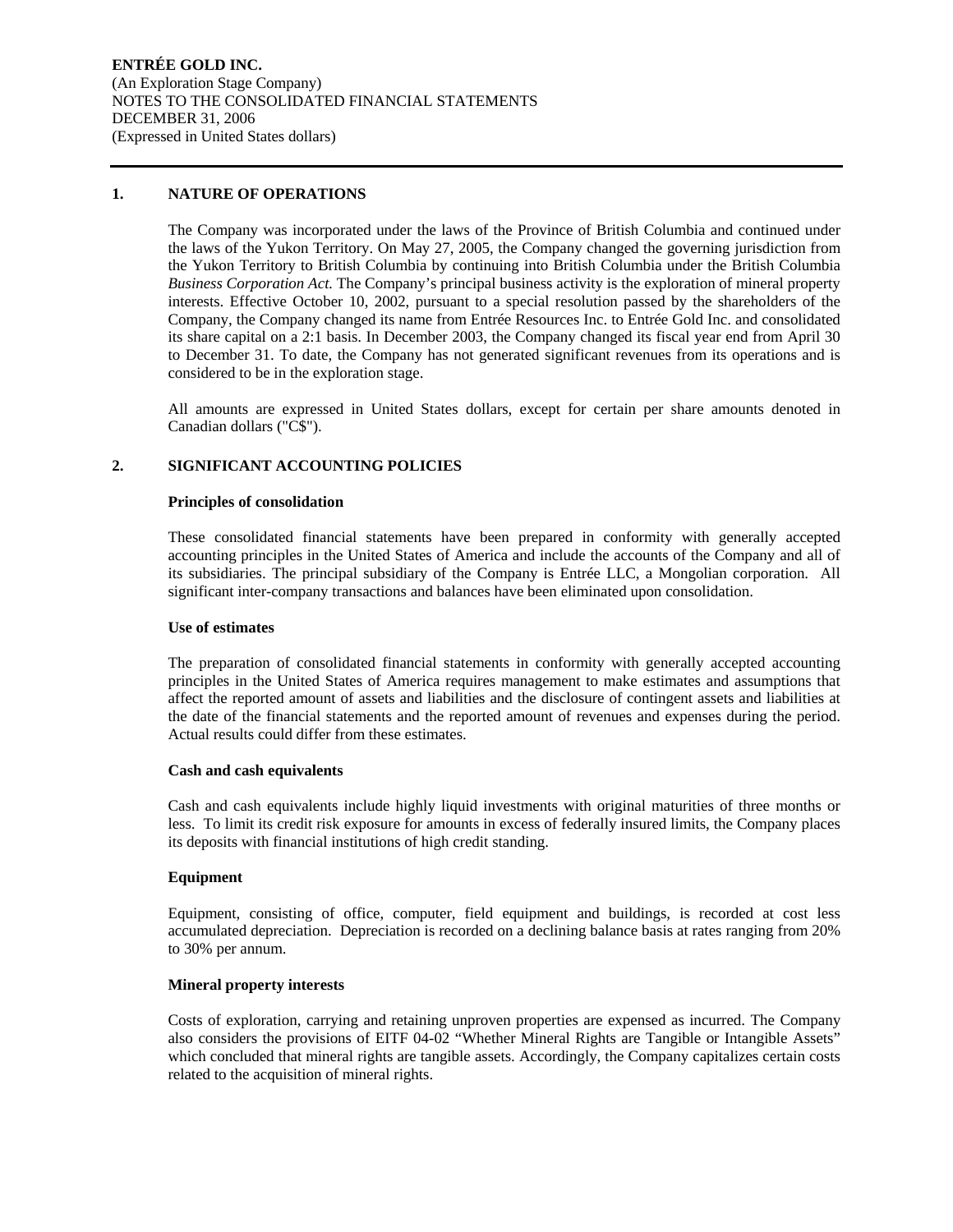**ENTRÉE GOLD INC.**
(An Exploration Stage Company)
NOTES TO THE CONSOLIDATED FINANCIAL STATEMENTS
DECEMBER 31, 2006
(Expressed in United States dollars)

## 1. NATURE OF OPERATIONS

The Company was incorporated under the laws of the Province of British Columbia and continued under the laws of the Yukon Territory. On May 27, 2005, the Company changed the governing jurisdiction from the Yukon Territory to British Columbia by continuing into British Columbia under the British Columbia *Business Corporation Act.* The Company's principal business activity is the exploration of mineral property interests. Effective October 10, 2002, pursuant to a special resolution passed by the shareholders of the Company, the Company changed its name from Entrée Resources Inc. to Entrée Gold Inc. and consolidated its share capital on a 2:1 basis. In December 2003, the Company changed its fiscal year end from April 30 to December 31. To date, the Company has not generated significant revenues from its operations and is considered to be in the exploration stage.

All amounts are expressed in United States dollars, except for certain per share amounts denoted in Canadian dollars ("C$").

## 2. SIGNIFICANT ACCOUNTING POLICIES

### Principles of consolidation

These consolidated financial statements have been prepared in conformity with generally accepted accounting principles in the United States of America and include the accounts of the Company and all of its subsidiaries. The principal subsidiary of the Company is Entrée LLC, a Mongolian corporation. All significant inter-company transactions and balances have been eliminated upon consolidation.

### Use of estimates

The preparation of consolidated financial statements in conformity with generally accepted accounting principles in the United States of America requires management to make estimates and assumptions that affect the reported amount of assets and liabilities and the disclosure of contingent assets and liabilities at the date of the financial statements and the reported amount of revenues and expenses during the period. Actual results could differ from these estimates.

### Cash and cash equivalents

Cash and cash equivalents include highly liquid investments with original maturities of three months or less. To limit its credit risk exposure for amounts in excess of federally insured limits, the Company places its deposits with financial institutions of high credit standing.

### Equipment

Equipment, consisting of office, computer, field equipment and buildings, is recorded at cost less accumulated depreciation. Depreciation is recorded on a declining balance basis at rates ranging from 20% to 30% per annum.

### Mineral property interests

Costs of exploration, carrying and retaining unproven properties are expensed as incurred. The Company also considers the provisions of EITF 04-02 "Whether Mineral Rights are Tangible or Intangible Assets" which concluded that mineral rights are tangible assets. Accordingly, the Company capitalizes certain costs related to the acquisition of mineral rights.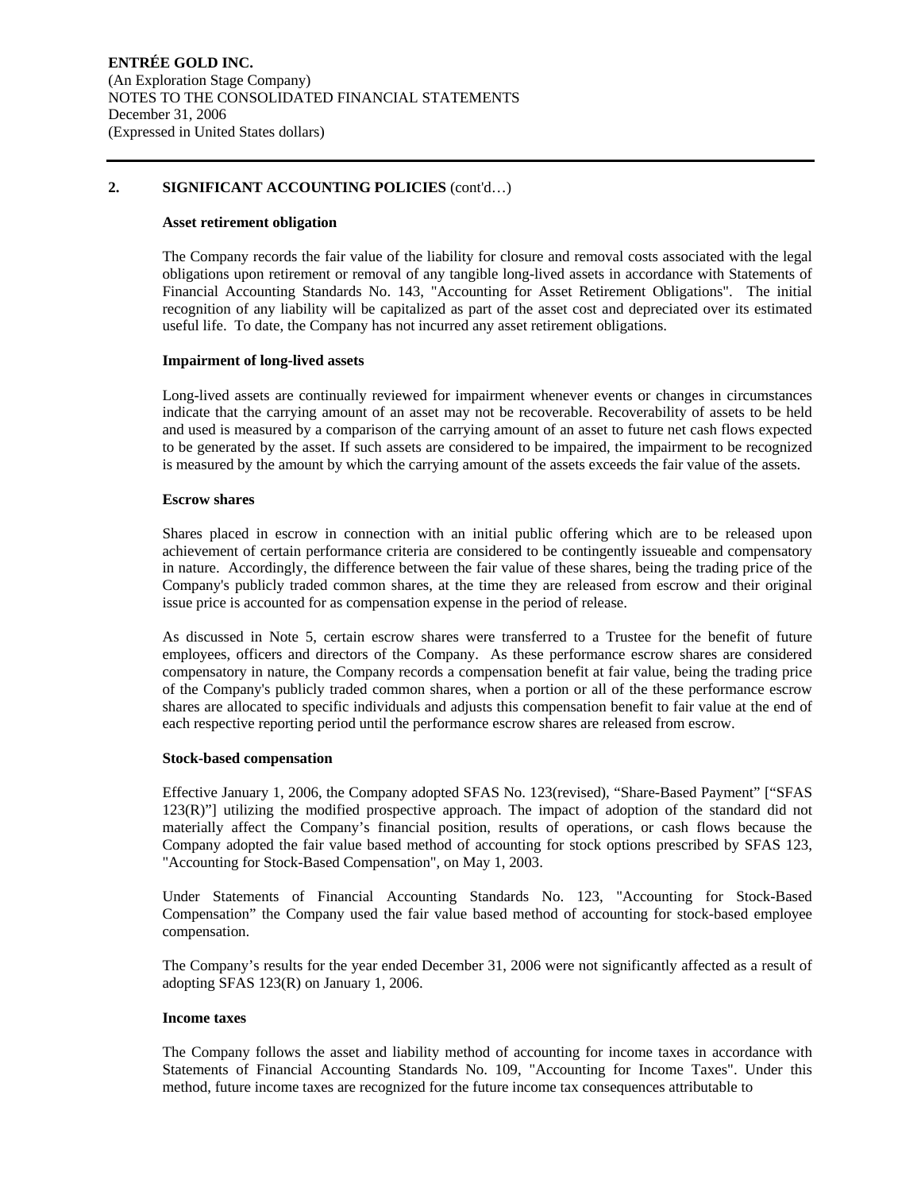## 2. SIGNIFICANT ACCOUNTING POLICIES (cont'd…)

### Asset retirement obligation

The Company records the fair value of the liability for closure and removal costs associated with the legal obligations upon retirement or removal of any tangible long-lived assets in accordance with Statements of Financial Accounting Standards No. 143, "Accounting for Asset Retirement Obligations". The initial recognition of any liability will be capitalized as part of the asset cost and depreciated over its estimated useful life. To date, the Company has not incurred any asset retirement obligations.

### Impairment of long-lived assets

Long-lived assets are continually reviewed for impairment whenever events or changes in circumstances indicate that the carrying amount of an asset may not be recoverable. Recoverability of assets to be held and used is measured by a comparison of the carrying amount of an asset to future net cash flows expected to be generated by the asset. If such assets are considered to be impaired, the impairment to be recognized is measured by the amount by which the carrying amount of the assets exceeds the fair value of the assets.

### Escrow shares

Shares placed in escrow in connection with an initial public offering which are to be released upon achievement of certain performance criteria are considered to be contingently issueable and compensatory in nature. Accordingly, the difference between the fair value of these shares, being the trading price of the Company's publicly traded common shares, at the time they are released from escrow and their original issue price is accounted for as compensation expense in the period of release.

As discussed in Note 5, certain escrow shares were transferred to a Trustee for the benefit of future employees, officers and directors of the Company. As these performance escrow shares are considered compensatory in nature, the Company records a compensation benefit at fair value, being the trading price of the Company's publicly traded common shares, when a portion or all of the these performance escrow shares are allocated to specific individuals and adjusts this compensation benefit to fair value at the end of each respective reporting period until the performance escrow shares are released from escrow.

### Stock-based compensation

Effective January 1, 2006, the Company adopted SFAS No. 123(revised), "Share-Based Payment" ["SFAS 123(R)"] utilizing the modified prospective approach. The impact of adoption of the standard did not materially affect the Company's financial position, results of operations, or cash flows because the Company adopted the fair value based method of accounting for stock options prescribed by SFAS 123, "Accounting for Stock-Based Compensation", on May 1, 2003.

Under Statements of Financial Accounting Standards No. 123, "Accounting for Stock-Based Compensation" the Company used the fair value based method of accounting for stock-based employee compensation.

The Company's results for the year ended December 31, 2006 were not significantly affected as a result of adopting SFAS 123(R) on January 1, 2006.

### Income taxes

The Company follows the asset and liability method of accounting for income taxes in accordance with Statements of Financial Accounting Standards No. 109, "Accounting for Income Taxes". Under this method, future income taxes are recognized for the future income tax consequences attributable to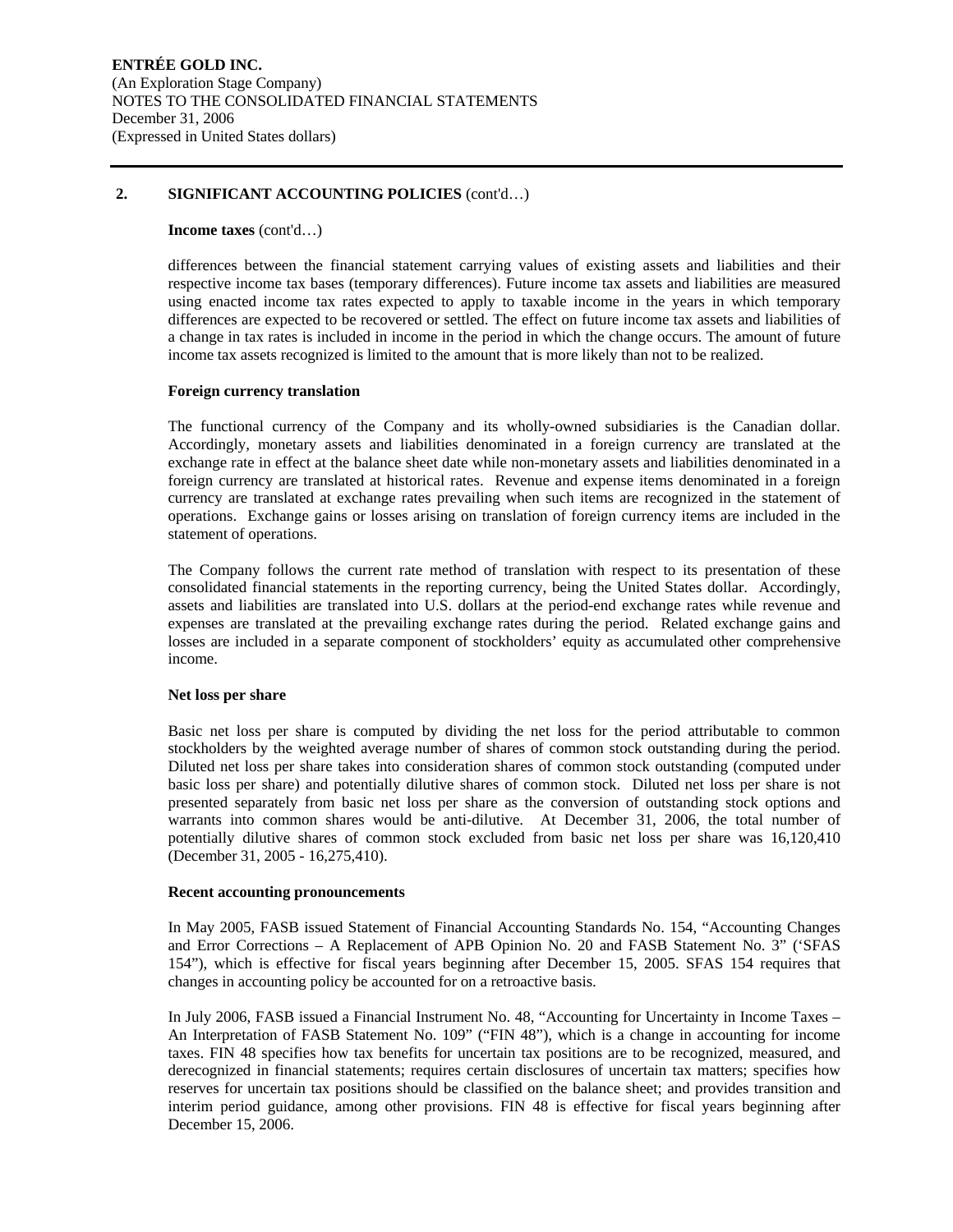## 2. SIGNIFICANT ACCOUNTING POLICIES (cont'd…)

**Income taxes** (cont'd…)

differences between the financial statement carrying values of existing assets and liabilities and their respective income tax bases (temporary differences). Future income tax assets and liabilities are measured using enacted income tax rates expected to apply to taxable income in the years in which temporary differences are expected to be recovered or settled. The effect on future income tax assets and liabilities of a change in tax rates is included in income in the period in which the change occurs. The amount of future income tax assets recognized is limited to the amount that is more likely than not to be realized.

**Foreign currency translation**

The functional currency of the Company and its wholly-owned subsidiaries is the Canadian dollar. Accordingly, monetary assets and liabilities denominated in a foreign currency are translated at the exchange rate in effect at the balance sheet date while non-monetary assets and liabilities denominated in a foreign currency are translated at historical rates. Revenue and expense items denominated in a foreign currency are translated at exchange rates prevailing when such items are recognized in the statement of operations. Exchange gains or losses arising on translation of foreign currency items are included in the statement of operations.

The Company follows the current rate method of translation with respect to its presentation of these consolidated financial statements in the reporting currency, being the United States dollar. Accordingly, assets and liabilities are translated into U.S. dollars at the period-end exchange rates while revenue and expenses are translated at the prevailing exchange rates during the period. Related exchange gains and losses are included in a separate component of stockholders' equity as accumulated other comprehensive income.

**Net loss per share**

Basic net loss per share is computed by dividing the net loss for the period attributable to common stockholders by the weighted average number of shares of common stock outstanding during the period. Diluted net loss per share takes into consideration shares of common stock outstanding (computed under basic loss per share) and potentially dilutive shares of common stock. Diluted net loss per share is not presented separately from basic net loss per share as the conversion of outstanding stock options and warrants into common shares would be anti-dilutive. At December 31, 2006, the total number of potentially dilutive shares of common stock excluded from basic net loss per share was 16,120,410 (December 31, 2005 - 16,275,410).

**Recent accounting pronouncements**

In May 2005, FASB issued Statement of Financial Accounting Standards No. 154, "Accounting Changes and Error Corrections – A Replacement of APB Opinion No. 20 and FASB Statement No. 3" ('SFAS 154"), which is effective for fiscal years beginning after December 15, 2005. SFAS 154 requires that changes in accounting policy be accounted for on a retroactive basis.

In July 2006, FASB issued a Financial Instrument No. 48, "Accounting for Uncertainty in Income Taxes – An Interpretation of FASB Statement No. 109" ("FIN 48"), which is a change in accounting for income taxes. FIN 48 specifies how tax benefits for uncertain tax positions are to be recognized, measured, and derecognized in financial statements; requires certain disclosures of uncertain tax matters; specifies how reserves for uncertain tax positions should be classified on the balance sheet; and provides transition and interim period guidance, among other provisions. FIN 48 is effective for fiscal years beginning after December 15, 2006.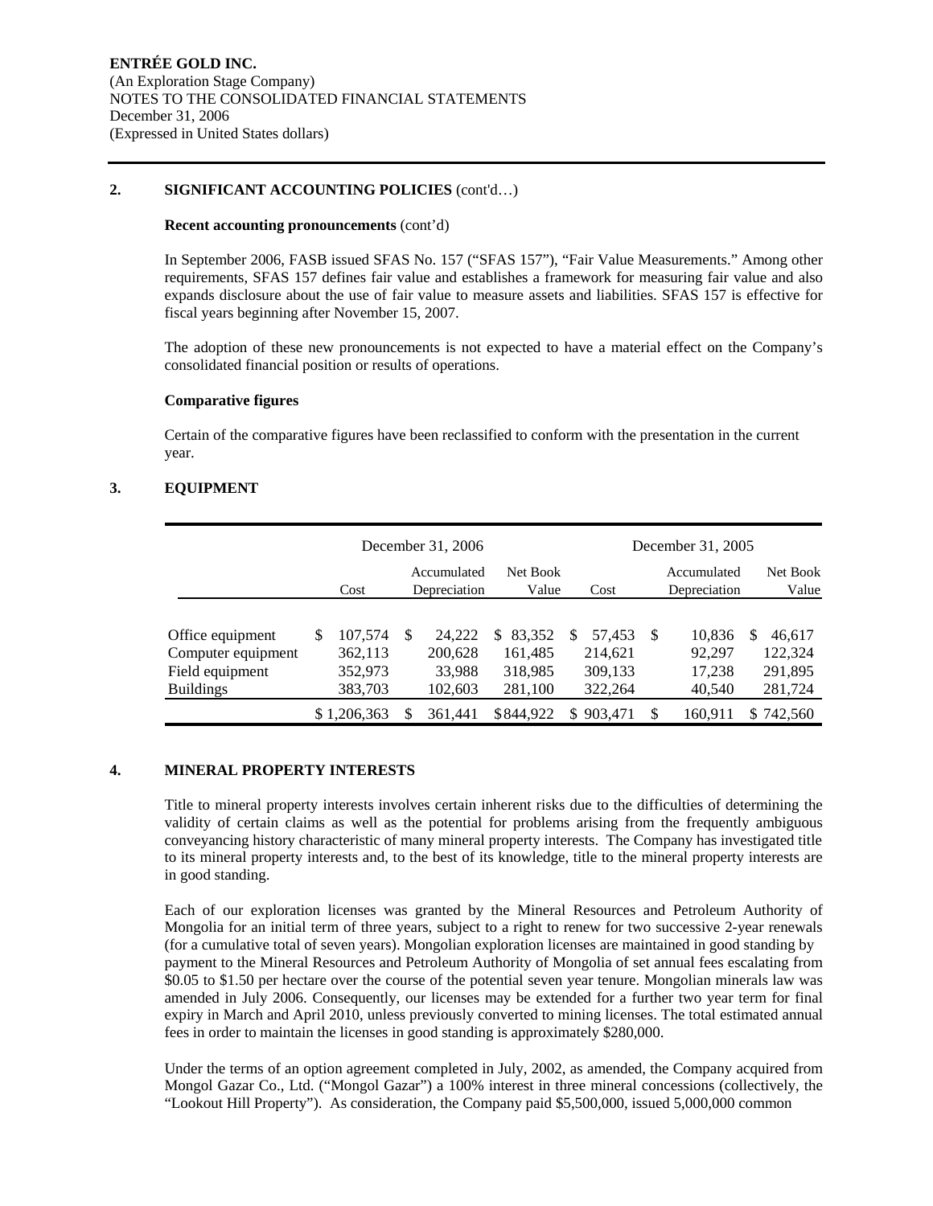## 2. SIGNIFICANT ACCOUNTING POLICIES (cont'd…)

**Recent accounting pronouncements** (cont'd)

In September 2006, FASB issued SFAS No. 157 ("SFAS 157"), "Fair Value Measurements." Among other requirements, SFAS 157 defines fair value and establishes a framework for measuring fair value and also expands disclosure about the use of fair value to measure assets and liabilities. SFAS 157 is effective for fiscal years beginning after November 15, 2007.

The adoption of these new pronouncements is not expected to have a material effect on the Company's consolidated financial position or results of operations.

**Comparative figures**

Certain of the comparative figures have been reclassified to conform with the presentation in the current year.

## 3. EQUIPMENT

| | December 31, 2006 | | | December 31, 2005 | | |
|---|---|---|---|---|---|---|
| | Cost | Accumulated Depreciation | Net Book Value | Cost | Accumulated Depreciation | Net Book Value |
| Office equipment | $ 107,574 | $ 24,222 | $ 83,352 | $ 57,453 | $ 10,836 | $ 46,617 |
| Computer equipment | 362,113 | 200,628 | 161,485 | 214,621 | 92,297 | 122,324 |
| Field equipment | 352,973 | 33,988 | 318,985 | 309,133 | 17,238 | 291,895 |
| Buildings | 383,703 | 102,603 | 281,100 | 322,264 | 40,540 | 281,724 |
| | $ 1,206,363 | $ 361,441 | $ 844,922 | $ 903,471 | $ 160,911 | $ 742,560 |

## 4. MINERAL PROPERTY INTERESTS

Title to mineral property interests involves certain inherent risks due to the difficulties of determining the validity of certain claims as well as the potential for problems arising from the frequently ambiguous conveyancing history characteristic of many mineral property interests. The Company has investigated title to its mineral property interests and, to the best of its knowledge, title to the mineral property interests are in good standing.

Each of our exploration licenses was granted by the Mineral Resources and Petroleum Authority of Mongolia for an initial term of three years, subject to a right to renew for two successive 2-year renewals (for a cumulative total of seven years). Mongolian exploration licenses are maintained in good standing by payment to the Mineral Resources and Petroleum Authority of Mongolia of set annual fees escalating from $0.05 to $1.50 per hectare over the course of the potential seven year tenure. Mongolian minerals law was amended in July 2006. Consequently, our licenses may be extended for a further two year term for final expiry in March and April 2010, unless previously converted to mining licenses. The total estimated annual fees in order to maintain the licenses in good standing is approximately $280,000.

Under the terms of an option agreement completed in July, 2002, as amended, the Company acquired from Mongol Gazar Co., Ltd. ("Mongol Gazar") a 100% interest in three mineral concessions (collectively, the "Lookout Hill Property"). As consideration, the Company paid $5,500,000, issued 5,000,000 common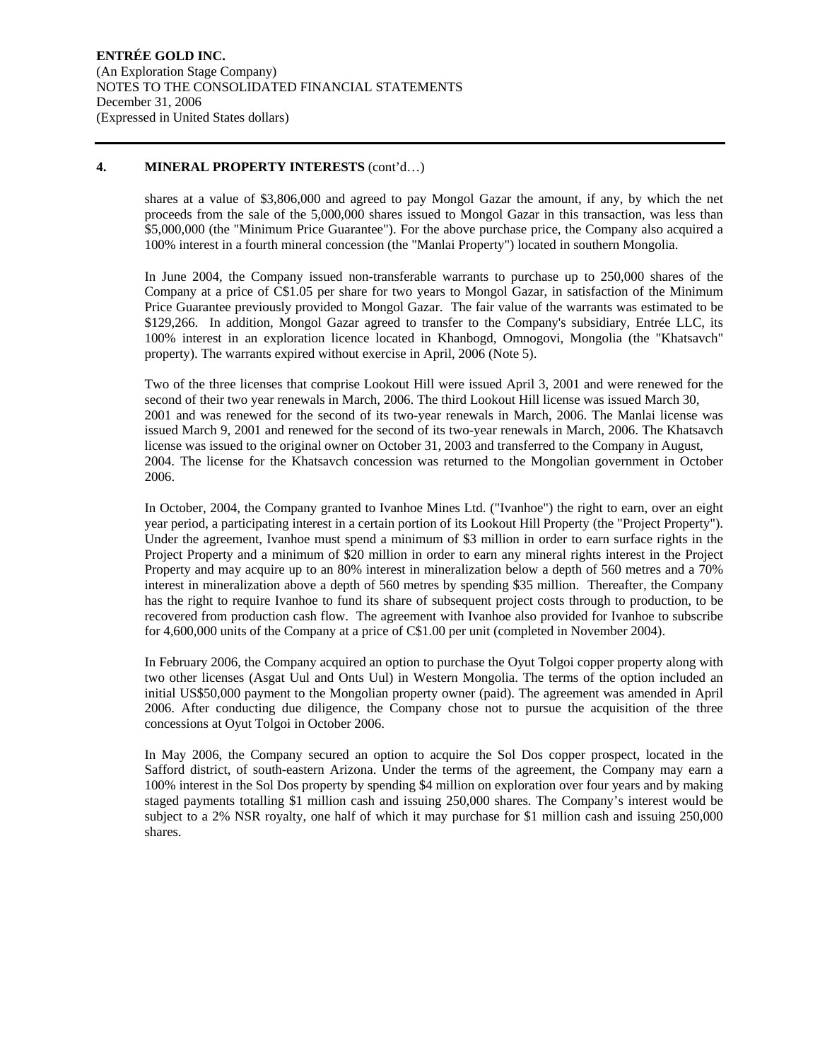## 4. MINERAL PROPERTY INTERESTS (cont'd…)

shares at a value of $3,806,000 and agreed to pay Mongol Gazar the amount, if any, by which the net proceeds from the sale of the 5,000,000 shares issued to Mongol Gazar in this transaction, was less than $5,000,000 (the "Minimum Price Guarantee"). For the above purchase price, the Company also acquired a 100% interest in a fourth mineral concession (the "Manlai Property") located in southern Mongolia.

In June 2004, the Company issued non-transferable warrants to purchase up to 250,000 shares of the Company at a price of C$1.05 per share for two years to Mongol Gazar, in satisfaction of the Minimum Price Guarantee previously provided to Mongol Gazar. The fair value of the warrants was estimated to be $129,266. In addition, Mongol Gazar agreed to transfer to the Company's subsidiary, Entrée LLC, its 100% interest in an exploration licence located in Khanbogd, Omnogovi, Mongolia (the "Khatsavch" property). The warrants expired without exercise in April, 2006 (Note 5).

Two of the three licenses that comprise Lookout Hill were issued April 3, 2001 and were renewed for the second of their two year renewals in March, 2006. The third Lookout Hill license was issued March 30, 2001 and was renewed for the second of its two-year renewals in March, 2006. The Manlai license was issued March 9, 2001 and renewed for the second of its two-year renewals in March, 2006. The Khatsavch license was issued to the original owner on October 31, 2003 and transferred to the Company in August, 2004. The license for the Khatsavch concession was returned to the Mongolian government in October 2006.

In October, 2004, the Company granted to Ivanhoe Mines Ltd. ("Ivanhoe") the right to earn, over an eight year period, a participating interest in a certain portion of its Lookout Hill Property (the "Project Property"). Under the agreement, Ivanhoe must spend a minimum of $3 million in order to earn surface rights in the Project Property and a minimum of $20 million in order to earn any mineral rights interest in the Project Property and may acquire up to an 80% interest in mineralization below a depth of 560 metres and a 70% interest in mineralization above a depth of 560 metres by spending $35 million. Thereafter, the Company has the right to require Ivanhoe to fund its share of subsequent project costs through to production, to be recovered from production cash flow. The agreement with Ivanhoe also provided for Ivanhoe to subscribe for 4,600,000 units of the Company at a price of C$1.00 per unit (completed in November 2004).

In February 2006, the Company acquired an option to purchase the Oyut Tolgoi copper property along with two other licenses (Asgat Uul and Onts Uul) in Western Mongolia. The terms of the option included an initial US$50,000 payment to the Mongolian property owner (paid). The agreement was amended in April 2006. After conducting due diligence, the Company chose not to pursue the acquisition of the three concessions at Oyut Tolgoi in October 2006.

In May 2006, the Company secured an option to acquire the Sol Dos copper prospect, located in the Safford district, of south-eastern Arizona. Under the terms of the agreement, the Company may earn a 100% interest in the Sol Dos property by spending $4 million on exploration over four years and by making staged payments totalling $1 million cash and issuing 250,000 shares. The Company's interest would be subject to a 2% NSR royalty, one half of which it may purchase for $1 million cash and issuing 250,000 shares.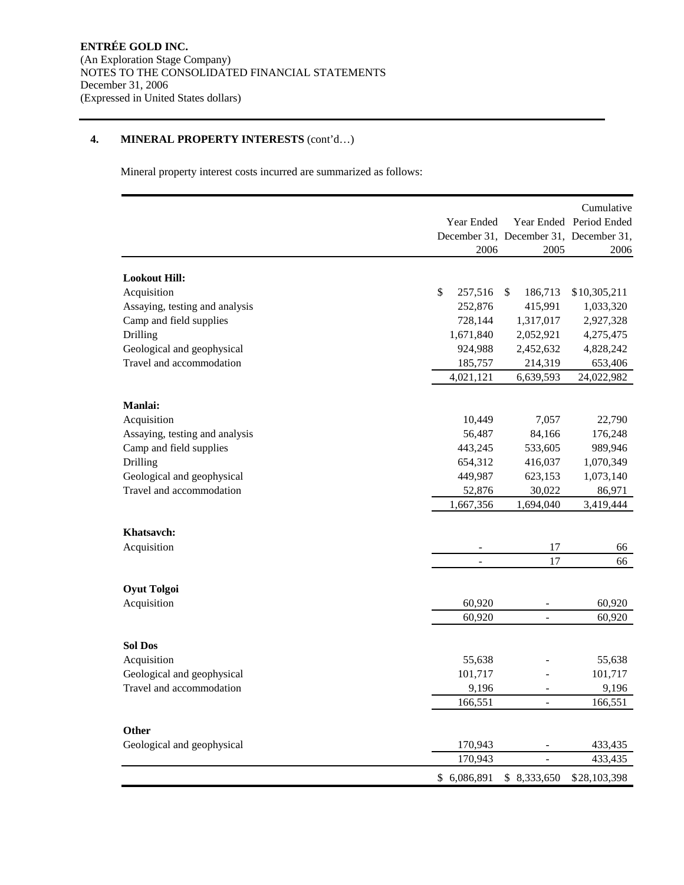**ENTRÉE GOLD INC.**
(An Exploration Stage Company)
NOTES TO THE CONSOLIDATED FINANCIAL STATEMENTS
December 31, 2006
(Expressed in United States dollars)

## 4. MINERAL PROPERTY INTERESTS (cont'd…)

Mineral property interest costs incurred are summarized as follows:

| | Year Ended December 31, 2006 | Year Ended December 31, 2005 | Cumulative Period Ended December 31, 2006 |
|---|---|---|---|
| **Lookout Hill:** | | | |
| Acquisition | $ 257,516 | $ 186,713 | $10,305,211 |
| Assaying, testing and analysis | 252,876 | 415,991 | 1,033,320 |
| Camp and field supplies | 728,144 | 1,317,017 | 2,927,328 |
| Drilling | 1,671,840 | 2,052,921 | 4,275,475 |
| Geological and geophysical | 924,988 | 2,452,632 | 4,828,242 |
| Travel and accommodation | 185,757 | 214,319 | 653,406 |
| | 4,021,121 | 6,639,593 | 24,022,982 |
| **Manlai:** | | | |
| Acquisition | 10,449 | 7,057 | 22,790 |
| Assaying, testing and analysis | 56,487 | 84,166 | 176,248 |
| Camp and field supplies | 443,245 | 533,605 | 989,946 |
| Drilling | 654,312 | 416,037 | 1,070,349 |
| Geological and geophysical | 449,987 | 623,153 | 1,073,140 |
| Travel and accommodation | 52,876 | 30,022 | 86,971 |
| | 1,667,356 | 1,694,040 | 3,419,444 |
| **Khatsavch:** | | | |
| Acquisition | - | 17 | 66 |
| | - | 17 | 66 |
| **Oyut Tolgoi** | | | |
| Acquisition | 60,920 | - | 60,920 |
| | 60,920 | - | 60,920 |
| **Sol Dos** | | | |
| Acquisition | 55,638 | - | 55,638 |
| Geological and geophysical | 101,717 | - | 101,717 |
| Travel and accommodation | 9,196 | - | 9,196 |
| | 166,551 | - | 166,551 |
| **Other** | | | |
| Geological and geophysical | 170,943 | - | 433,435 |
| | 170,943 | - | 433,435 |
| | $ 6,086,891 | $ 8,333,650 | $28,103,398 |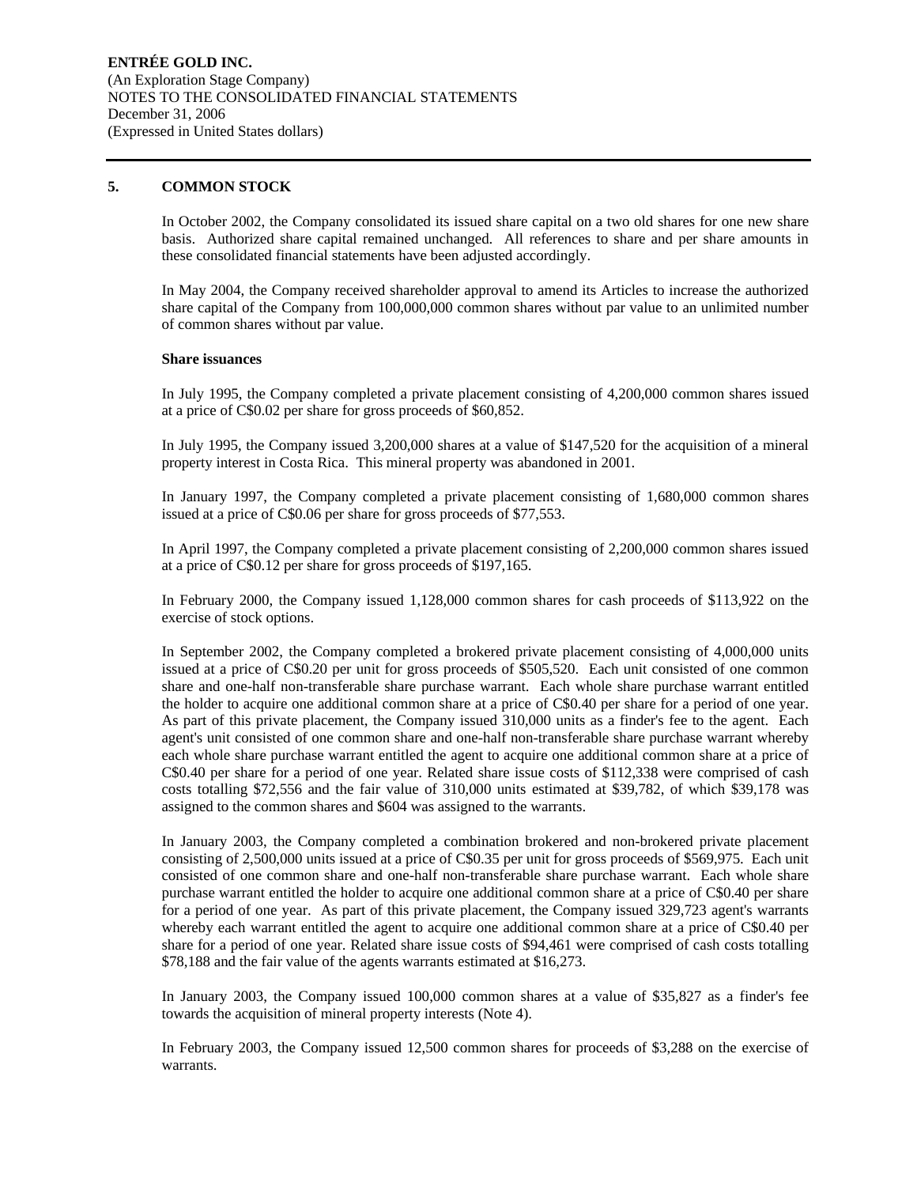## 5. COMMON STOCK

In October 2002, the Company consolidated its issued share capital on a two old shares for one new share basis. Authorized share capital remained unchanged. All references to share and per share amounts in these consolidated financial statements have been adjusted accordingly.

In May 2004, the Company received shareholder approval to amend its Articles to increase the authorized share capital of the Company from 100,000,000 common shares without par value to an unlimited number of common shares without par value.

**Share issuances**

In July 1995, the Company completed a private placement consisting of 4,200,000 common shares issued at a price of C$0.02 per share for gross proceeds of $60,852.

In July 1995, the Company issued 3,200,000 shares at a value of $147,520 for the acquisition of a mineral property interest in Costa Rica. This mineral property was abandoned in 2001.

In January 1997, the Company completed a private placement consisting of 1,680,000 common shares issued at a price of C$0.06 per share for gross proceeds of $77,553.

In April 1997, the Company completed a private placement consisting of 2,200,000 common shares issued at a price of C$0.12 per share for gross proceeds of $197,165.

In February 2000, the Company issued 1,128,000 common shares for cash proceeds of $113,922 on the exercise of stock options.

In September 2002, the Company completed a brokered private placement consisting of 4,000,000 units issued at a price of C$0.20 per unit for gross proceeds of $505,520. Each unit consisted of one common share and one-half non-transferable share purchase warrant. Each whole share purchase warrant entitled the holder to acquire one additional common share at a price of C$0.40 per share for a period of one year. As part of this private placement, the Company issued 310,000 units as a finder's fee to the agent. Each agent's unit consisted of one common share and one-half non-transferable share purchase warrant whereby each whole share purchase warrant entitled the agent to acquire one additional common share at a price of C$0.40 per share for a period of one year. Related share issue costs of $112,338 were comprised of cash costs totalling $72,556 and the fair value of 310,000 units estimated at $39,782, of which $39,178 was assigned to the common shares and $604 was assigned to the warrants.

In January 2003, the Company completed a combination brokered and non-brokered private placement consisting of 2,500,000 units issued at a price of C$0.35 per unit for gross proceeds of $569,975. Each unit consisted of one common share and one-half non-transferable share purchase warrant. Each whole share purchase warrant entitled the holder to acquire one additional common share at a price of C$0.40 per share for a period of one year. As part of this private placement, the Company issued 329,723 agent's warrants whereby each warrant entitled the agent to acquire one additional common share at a price of C$0.40 per share for a period of one year. Related share issue costs of $94,461 were comprised of cash costs totalling $78,188 and the fair value of the agents warrants estimated at $16,273.

In January 2003, the Company issued 100,000 common shares at a value of $35,827 as a finder's fee towards the acquisition of mineral property interests (Note 4).

In February 2003, the Company issued 12,500 common shares for proceeds of $3,288 on the exercise of warrants.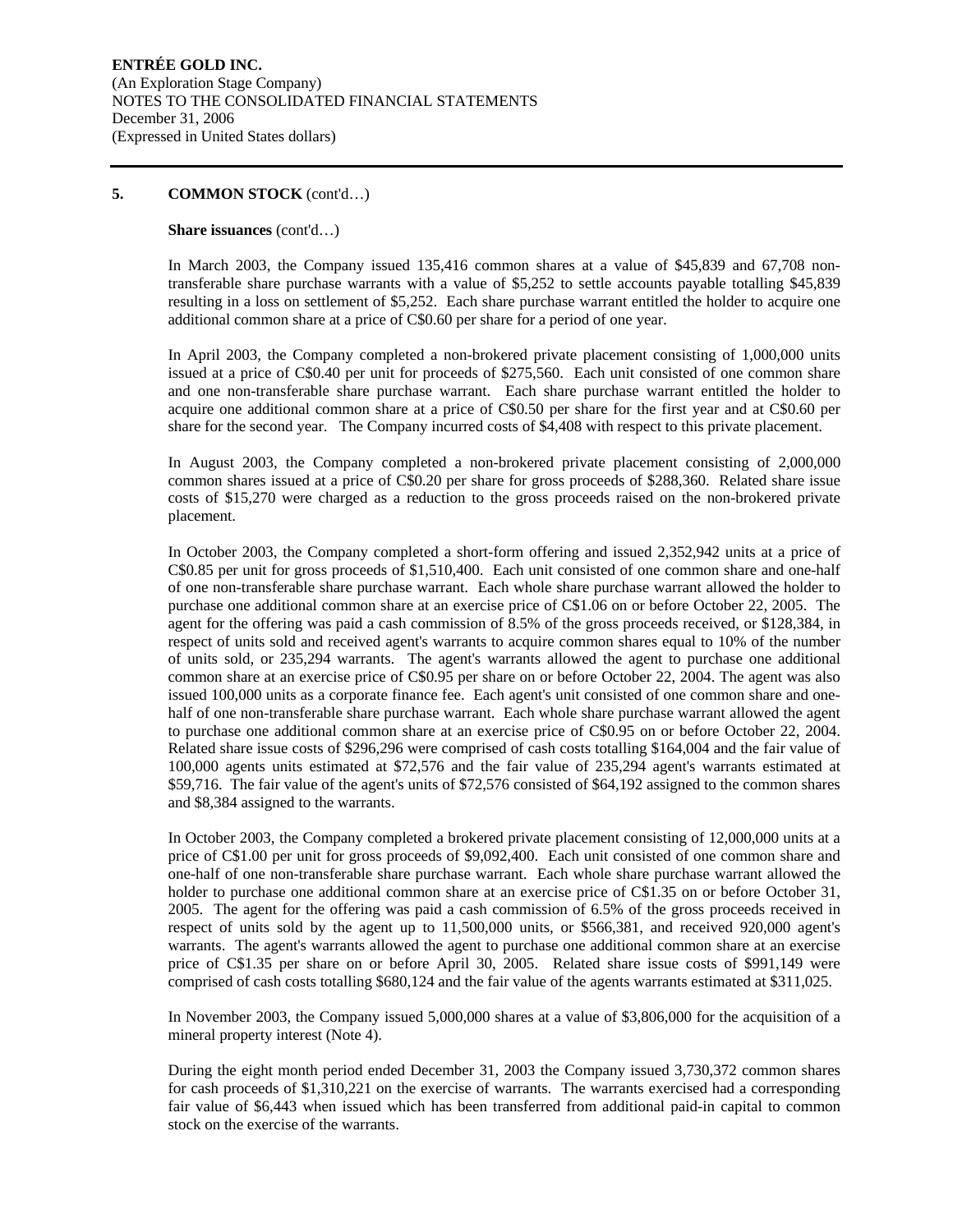**ENTRÉE GOLD INC.**
(An Exploration Stage Company)
NOTES TO THE CONSOLIDATED FINANCIAL STATEMENTS
December 31, 2006
(Expressed in United States dollars)

## 5. COMMON STOCK (cont'd…)

**Share issuances** (cont'd…)

In March 2003, the Company issued 135,416 common shares at a value of $45,839 and 67,708 non-transferable share purchase warrants with a value of $5,252 to settle accounts payable totalling $45,839 resulting in a loss on settlement of $5,252. Each share purchase warrant entitled the holder to acquire one additional common share at a price of C$0.60 per share for a period of one year.

In April 2003, the Company completed a non-brokered private placement consisting of 1,000,000 units issued at a price of C$0.40 per unit for proceeds of $275,560. Each unit consisted of one common share and one non-transferable share purchase warrant. Each share purchase warrant entitled the holder to acquire one additional common share at a price of C$0.50 per share for the first year and at C$0.60 per share for the second year. The Company incurred costs of $4,408 with respect to this private placement.

In August 2003, the Company completed a non-brokered private placement consisting of 2,000,000 common shares issued at a price of C$0.20 per share for gross proceeds of $288,360. Related share issue costs of $15,270 were charged as a reduction to the gross proceeds raised on the non-brokered private placement.

In October 2003, the Company completed a short-form offering and issued 2,352,942 units at a price of C$0.85 per unit for gross proceeds of $1,510,400. Each unit consisted of one common share and one-half of one non-transferable share purchase warrant. Each whole share purchase warrant allowed the holder to purchase one additional common share at an exercise price of C$1.06 on or before October 22, 2005. The agent for the offering was paid a cash commission of 8.5% of the gross proceeds received, or $128,384, in respect of units sold and received agent's warrants to acquire common shares equal to 10% of the number of units sold, or 235,294 warrants. The agent's warrants allowed the agent to purchase one additional common share at an exercise price of C$0.95 per share on or before October 22, 2004. The agent was also issued 100,000 units as a corporate finance fee. Each agent's unit consisted of one common share and one-half of one non-transferable share purchase warrant. Each whole share purchase warrant allowed the agent to purchase one additional common share at an exercise price of C$0.95 on or before October 22, 2004. Related share issue costs of $296,296 were comprised of cash costs totalling $164,004 and the fair value of 100,000 agents units estimated at $72,576 and the fair value of 235,294 agent's warrants estimated at $59,716. The fair value of the agent's units of $72,576 consisted of $64,192 assigned to the common shares and $8,384 assigned to the warrants.

In October 2003, the Company completed a brokered private placement consisting of 12,000,000 units at a price of C$1.00 per unit for gross proceeds of $9,092,400. Each unit consisted of one common share and one-half of one non-transferable share purchase warrant. Each whole share purchase warrant allowed the holder to purchase one additional common share at an exercise price of C$1.35 on or before October 31, 2005. The agent for the offering was paid a cash commission of 6.5% of the gross proceeds received in respect of units sold by the agent up to 11,500,000 units, or $566,381, and received 920,000 agent's warrants. The agent's warrants allowed the agent to purchase one additional common share at an exercise price of C$1.35 per share on or before April 30, 2005. Related share issue costs of $991,149 were comprised of cash costs totalling $680,124 and the fair value of the agents warrants estimated at $311,025.

In November 2003, the Company issued 5,000,000 shares at a value of $3,806,000 for the acquisition of a mineral property interest (Note 4).

During the eight month period ended December 31, 2003 the Company issued 3,730,372 common shares for cash proceeds of $1,310,221 on the exercise of warrants. The warrants exercised had a corresponding fair value of $6,443 when issued which has been transferred from additional paid-in capital to common stock on the exercise of the warrants.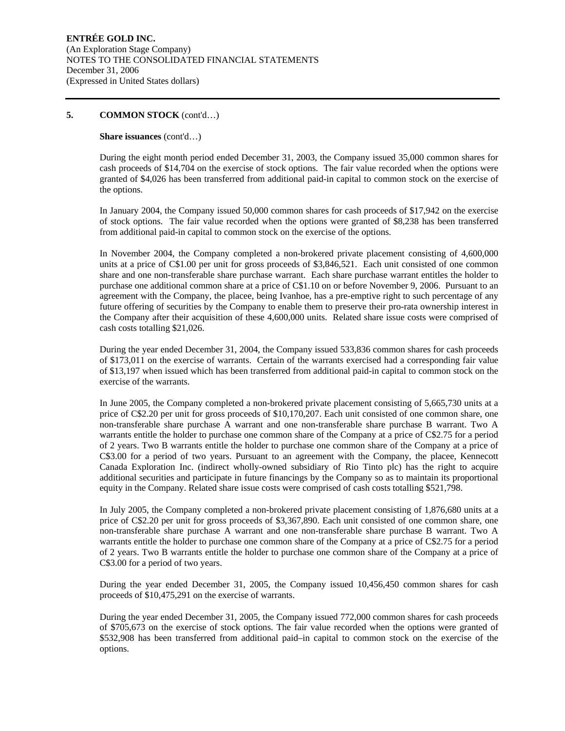## 5. COMMON STOCK (cont'd…)

**Share issuances** (cont'd…)

During the eight month period ended December 31, 2003, the Company issued 35,000 common shares for cash proceeds of $14,704 on the exercise of stock options. The fair value recorded when the options were granted of $4,026 has been transferred from additional paid-in capital to common stock on the exercise of the options.

In January 2004, the Company issued 50,000 common shares for cash proceeds of $17,942 on the exercise of stock options. The fair value recorded when the options were granted of $8,238 has been transferred from additional paid-in capital to common stock on the exercise of the options.

In November 2004, the Company completed a non-brokered private placement consisting of 4,600,000 units at a price of C$1.00 per unit for gross proceeds of $3,846,521. Each unit consisted of one common share and one non-transferable share purchase warrant. Each share purchase warrant entitles the holder to purchase one additional common share at a price of C$1.10 on or before November 9, 2006. Pursuant to an agreement with the Company, the placee, being Ivanhoe, has a pre-emptive right to such percentage of any future offering of securities by the Company to enable them to preserve their pro-rata ownership interest in the Company after their acquisition of these 4,600,000 units. Related share issue costs were comprised of cash costs totalling $21,026.

During the year ended December 31, 2004, the Company issued 533,836 common shares for cash proceeds of $173,011 on the exercise of warrants. Certain of the warrants exercised had a corresponding fair value of $13,197 when issued which has been transferred from additional paid-in capital to common stock on the exercise of the warrants.

In June 2005, the Company completed a non-brokered private placement consisting of 5,665,730 units at a price of C$2.20 per unit for gross proceeds of $10,170,207. Each unit consisted of one common share, one non-transferable share purchase A warrant and one non-transferable share purchase B warrant. Two A warrants entitle the holder to purchase one common share of the Company at a price of C$2.75 for a period of 2 years. Two B warrants entitle the holder to purchase one common share of the Company at a price of C$3.00 for a period of two years. Pursuant to an agreement with the Company, the placee, Kennecott Canada Exploration Inc. (indirect wholly-owned subsidiary of Rio Tinto plc) has the right to acquire additional securities and participate in future financings by the Company so as to maintain its proportional equity in the Company. Related share issue costs were comprised of cash costs totalling $521,798.

In July 2005, the Company completed a non-brokered private placement consisting of 1,876,680 units at a price of C$2.20 per unit for gross proceeds of $3,367,890. Each unit consisted of one common share, one non-transferable share purchase A warrant and one non-transferable share purchase B warrant. Two A warrants entitle the holder to purchase one common share of the Company at a price of C$2.75 for a period of 2 years. Two B warrants entitle the holder to purchase one common share of the Company at a price of C$3.00 for a period of two years.

During the year ended December 31, 2005, the Company issued 10,456,450 common shares for cash proceeds of $10,475,291 on the exercise of warrants.

During the year ended December 31, 2005, the Company issued 772,000 common shares for cash proceeds of $705,673 on the exercise of stock options. The fair value recorded when the options were granted of $532,908 has been transferred from additional paid–in capital to common stock on the exercise of the options.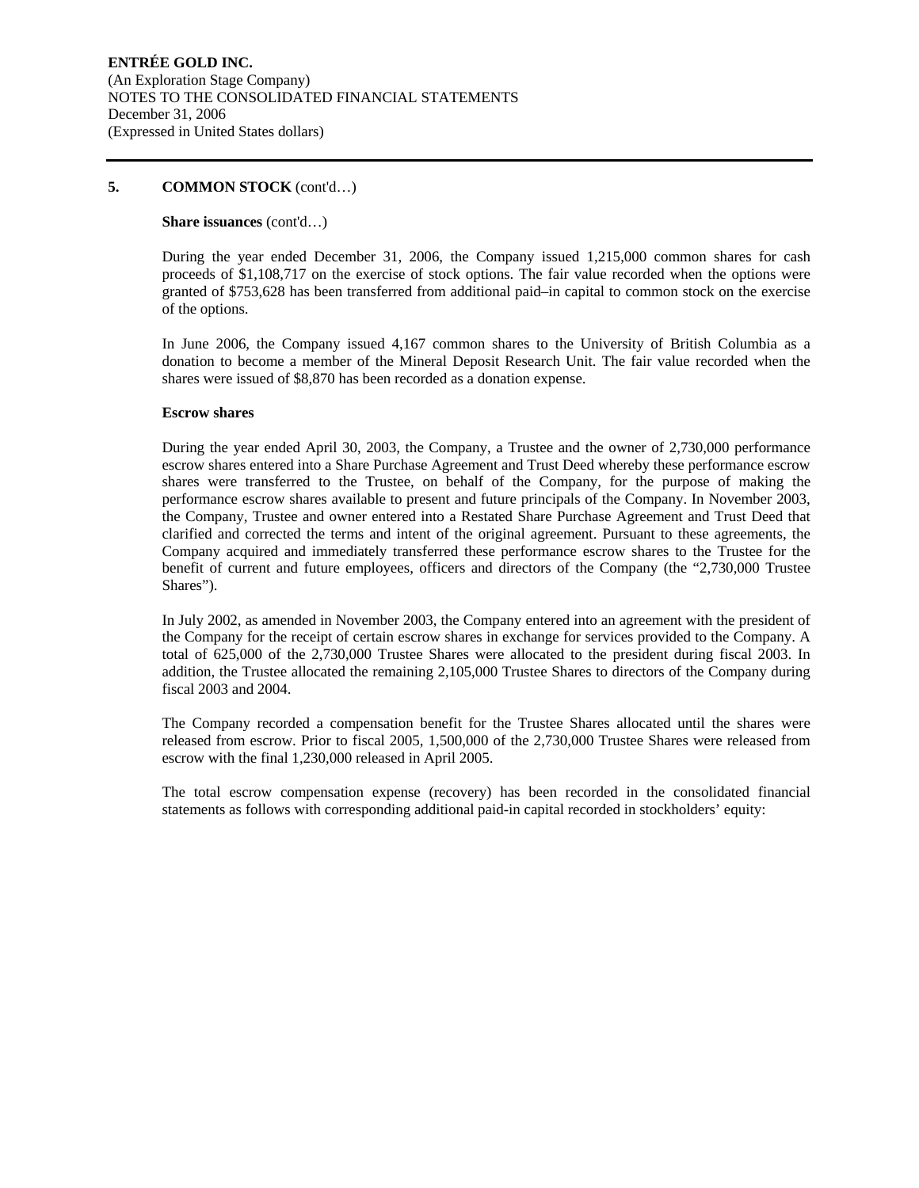## 5. COMMON STOCK (cont'd…)

**Share issuances** (cont'd…)

During the year ended December 31, 2006, the Company issued 1,215,000 common shares for cash proceeds of $1,108,717 on the exercise of stock options. The fair value recorded when the options were granted of $753,628 has been transferred from additional paid–in capital to common stock on the exercise of the options.

In June 2006, the Company issued 4,167 common shares to the University of British Columbia as a donation to become a member of the Mineral Deposit Research Unit. The fair value recorded when the shares were issued of $8,870 has been recorded as a donation expense.

**Escrow shares**

During the year ended April 30, 2003, the Company, a Trustee and the owner of 2,730,000 performance escrow shares entered into a Share Purchase Agreement and Trust Deed whereby these performance escrow shares were transferred to the Trustee, on behalf of the Company, for the purpose of making the performance escrow shares available to present and future principals of the Company. In November 2003, the Company, Trustee and owner entered into a Restated Share Purchase Agreement and Trust Deed that clarified and corrected the terms and intent of the original agreement. Pursuant to these agreements, the Company acquired and immediately transferred these performance escrow shares to the Trustee for the benefit of current and future employees, officers and directors of the Company (the "2,730,000 Trustee Shares").

In July 2002, as amended in November 2003, the Company entered into an agreement with the president of the Company for the receipt of certain escrow shares in exchange for services provided to the Company. A total of 625,000 of the 2,730,000 Trustee Shares were allocated to the president during fiscal 2003. In addition, the Trustee allocated the remaining 2,105,000 Trustee Shares to directors of the Company during fiscal 2003 and 2004.

The Company recorded a compensation benefit for the Trustee Shares allocated until the shares were released from escrow. Prior to fiscal 2005, 1,500,000 of the 2,730,000 Trustee Shares were released from escrow with the final 1,230,000 released in April 2005.

The total escrow compensation expense (recovery) has been recorded in the consolidated financial statements as follows with corresponding additional paid-in capital recorded in stockholders' equity: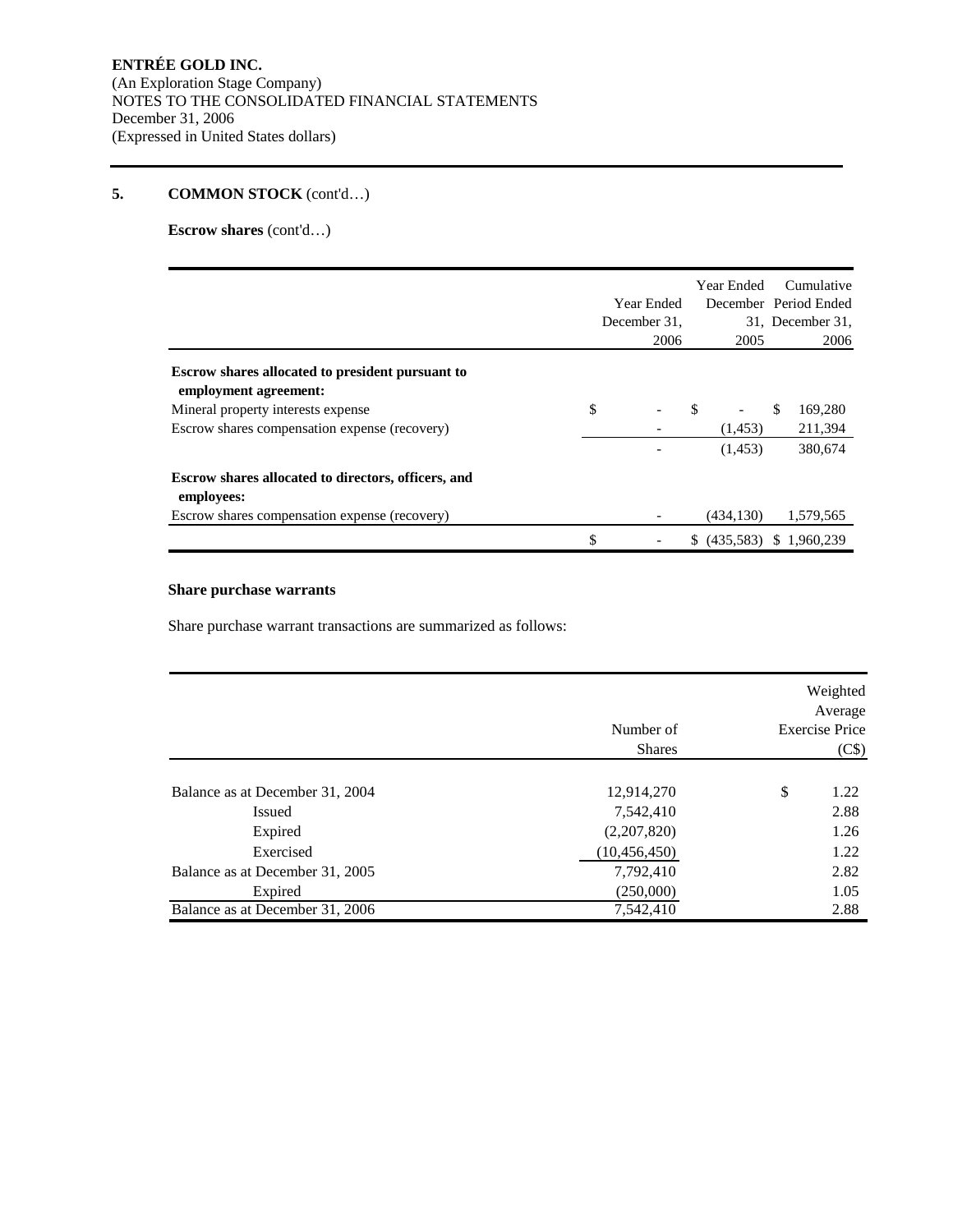**ENTRÉE GOLD INC.**
(An Exploration Stage Company)
NOTES TO THE CONSOLIDATED FINANCIAL STATEMENTS
December 31, 2006
(Expressed in United States dollars)

## 5. COMMON STOCK (cont'd…)

**Escrow shares** (cont'd…)

| | Year Ended December 31, 2006 | Year Ended December 31, 2005 | Cumulative Period Ended December 31, 2006 |
|---|---|---|---|
| **Escrow shares allocated to president pursuant to employment agreement:** | | | |
| Mineral property interests expense | $ - | $ - | $ 169,280 |
| Escrow shares compensation expense (recovery) | - | (1,453) | 211,394 |
| | - | (1,453) | 380,674 |
| **Escrow shares allocated to directors, officers, and employees:** | | | |
| Escrow shares compensation expense (recovery) | - | (434,130) | 1,579,565 |
| | $ - | $ (435,583) | $ 1,960,239 |

**Share purchase warrants**

Share purchase warrant transactions are summarized as follows:

| | Number of Shares | Weighted Average Exercise Price (C$) |
|---|---|---|
| Balance as at December 31, 2004 | 12,914,270 | $ 1.22 |
| Issued | 7,542,410 | 2.88 |
| Expired | (2,207,820) | 1.26 |
| Exercised | (10,456,450) | 1.22 |
| Balance as at December 31, 2005 | 7,792,410 | 2.82 |
| Expired | (250,000) | 1.05 |
| Balance as at December 31, 2006 | 7,542,410 | 2.88 |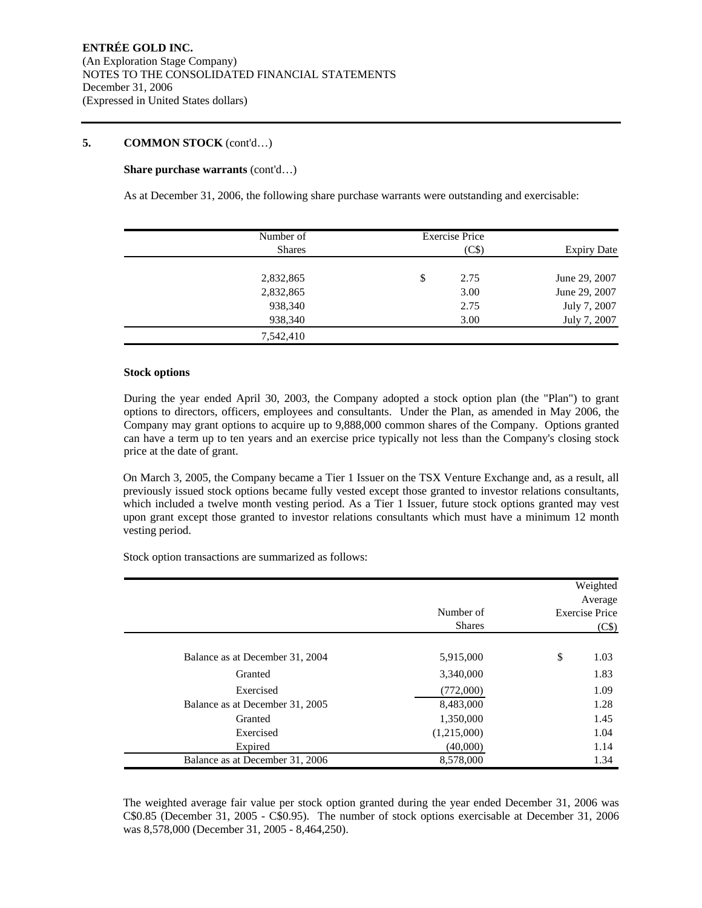**ENTRÉE GOLD INC.**
(An Exploration Stage Company)
NOTES TO THE CONSOLIDATED FINANCIAL STATEMENTS
December 31, 2006
(Expressed in United States dollars)

## 5. COMMON STOCK (cont'd…)

**Share purchase warrants** (cont'd…)

As at December 31, 2006, the following share purchase warrants were outstanding and exercisable:

| Number of Shares | Exercise Price (C$) | Expiry Date |
|---|---|---|
| 2,832,865 | $ 2.75 | June 29, 2007 |
| 2,832,865 | 3.00 | June 29, 2007 |
| 938,340 | 2.75 | July 7, 2007 |
| 938,340 | 3.00 | July 7, 2007 |
| 7,542,410 | | |

**Stock options**

During the year ended April 30, 2003, the Company adopted a stock option plan (the "Plan") to grant options to directors, officers, employees and consultants. Under the Plan, as amended in May 2006, the Company may grant options to acquire up to 9,888,000 common shares of the Company. Options granted can have a term up to ten years and an exercise price typically not less than the Company's closing stock price at the date of grant.

On March 3, 2005, the Company became a Tier 1 Issuer on the TSX Venture Exchange and, as a result, all previously issued stock options became fully vested except those granted to investor relations consultants, which included a twelve month vesting period. As a Tier 1 Issuer, future stock options granted may vest upon grant except those granted to investor relations consultants which must have a minimum 12 month vesting period.

Stock option transactions are summarized as follows:

| | Number of Shares | Weighted Average Exercise Price (C$) |
|---|---|---|
| Balance as at December 31, 2004 | 5,915,000 | $ 1.03 |
| Granted | 3,340,000 | 1.83 |
| Exercised | (772,000) | 1.09 |
| Balance as at December 31, 2005 | 8,483,000 | 1.28 |
| Granted | 1,350,000 | 1.45 |
| Exercised | (1,215,000) | 1.04 |
| Expired | (40,000) | 1.14 |
| Balance as at December 31, 2006 | 8,578,000 | 1.34 |

The weighted average fair value per stock option granted during the year ended December 31, 2006 was C$0.85 (December 31, 2005 - C$0.95). The number of stock options exercisable at December 31, 2006 was 8,578,000 (December 31, 2005 - 8,464,250).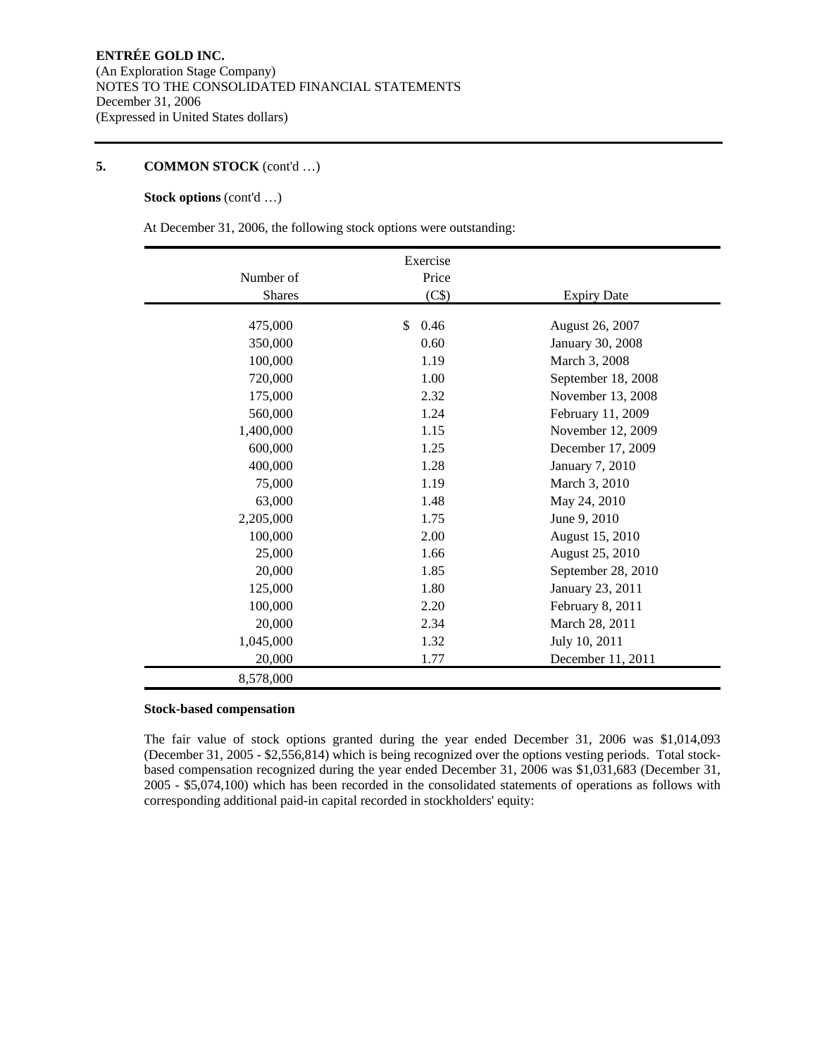**ENTRÉE GOLD INC.**
(An Exploration Stage Company)
NOTES TO THE CONSOLIDATED FINANCIAL STATEMENTS
December 31, 2006
(Expressed in United States dollars)

## 5. COMMON STOCK (cont'd …)

**Stock options** (cont'd …)

At December 31, 2006, the following stock options were outstanding:

| Number of Shares | Exercise Price (C$) | Expiry Date |
|---|---|---|
| 475,000 | $ 0.46 | August 26, 2007 |
| 350,000 | 0.60 | January 30, 2008 |
| 100,000 | 1.19 | March 3, 2008 |
| 720,000 | 1.00 | September 18, 2008 |
| 175,000 | 2.32 | November 13, 2008 |
| 560,000 | 1.24 | February 11, 2009 |
| 1,400,000 | 1.15 | November 12, 2009 |
| 600,000 | 1.25 | December 17, 2009 |
| 400,000 | 1.28 | January 7, 2010 |
| 75,000 | 1.19 | March 3, 2010 |
| 63,000 | 1.48 | May 24, 2010 |
| 2,205,000 | 1.75 | June 9, 2010 |
| 100,000 | 2.00 | August 15, 2010 |
| 25,000 | 1.66 | August 25, 2010 |
| 20,000 | 1.85 | September 28, 2010 |
| 125,000 | 1.80 | January 23, 2011 |
| 100,000 | 2.20 | February 8, 2011 |
| 20,000 | 2.34 | March 28, 2011 |
| 1,045,000 | 1.32 | July 10, 2011 |
| 20,000 | 1.77 | December 11, 2011 |
| 8,578,000 | | |

**Stock-based compensation**

The fair value of stock options granted during the year ended December 31, 2006 was $1,014,093 (December 31, 2005 - $2,556,814) which is being recognized over the options vesting periods. Total stock-based compensation recognized during the year ended December 31, 2006 was $1,031,683 (December 31, 2005 - $5,074,100) which has been recorded in the consolidated statements of operations as follows with corresponding additional paid-in capital recorded in stockholders' equity: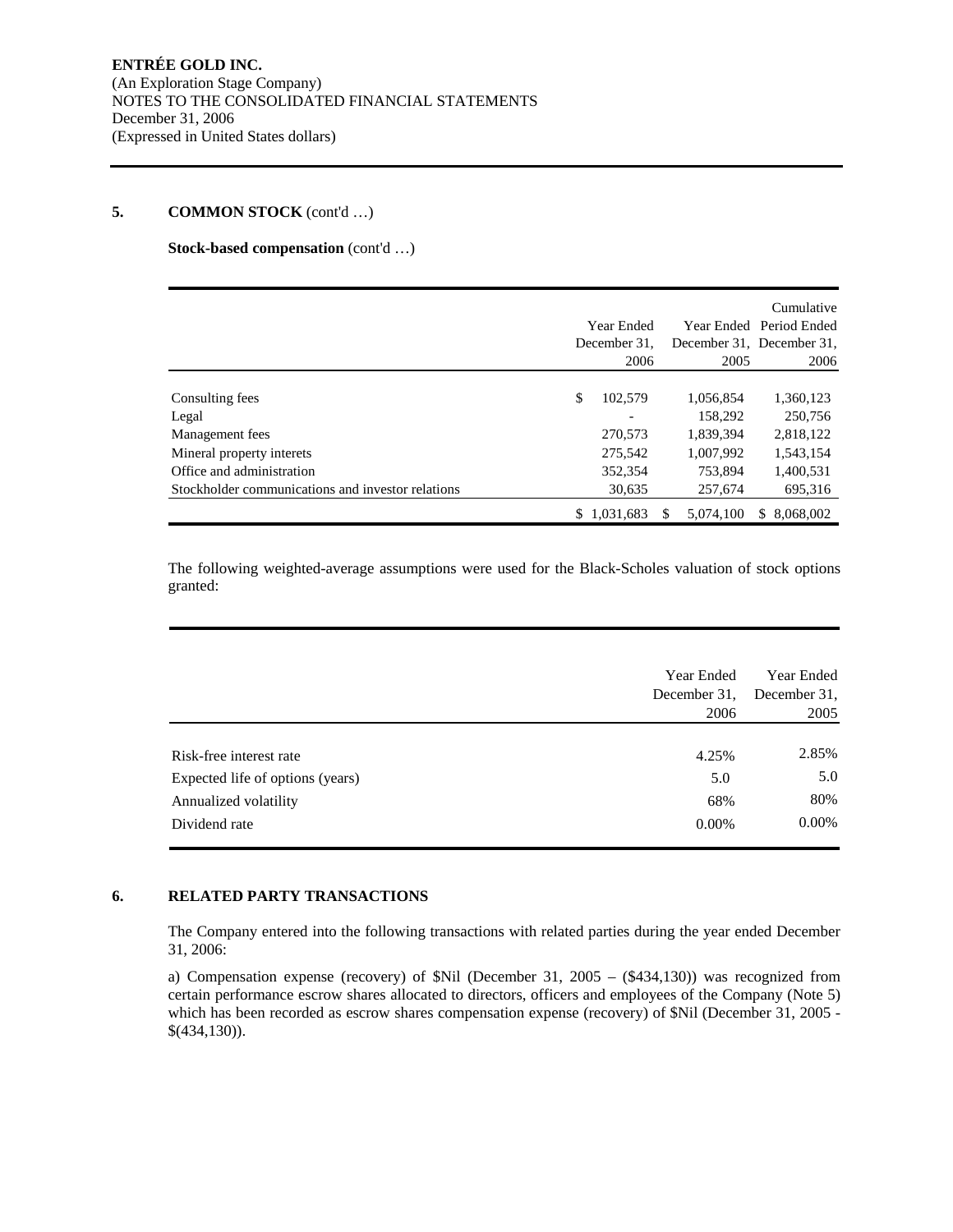**ENTRÉE GOLD INC.**
(An Exploration Stage Company)
NOTES TO THE CONSOLIDATED FINANCIAL STATEMENTS
December 31, 2006
(Expressed in United States dollars)

## 5. COMMON STOCK (cont'd …)

**Stock-based compensation** (cont'd …)

| | Year Ended December 31, 2006 | Year Ended December 31, 2005 | Cumulative Period Ended December 31, 2006 |
|---|---|---|---|
| Consulting fees | $ 102,579 | 1,056,854 | 1,360,123 |
| Legal | - | 158,292 | 250,756 |
| Management fees | 270,573 | 1,839,394 | 2,818,122 |
| Mineral property interets | 275,542 | 1,007,992 | 1,543,154 |
| Office and administration | 352,354 | 753,894 | 1,400,531 |
| Stockholder communications and investor relations | 30,635 | 257,674 | 695,316 |
| | $ 1,031,683 | $ 5,074,100 | $ 8,068,002 |

The following weighted-average assumptions were used for the Black-Scholes valuation of stock options granted:

| | Year Ended December 31, 2006 | Year Ended December 31, 2005 |
|---|---|---|
| Risk-free interest rate | 4.25% | 2.85% |
| Expected life of options (years) | 5.0 | 5.0 |
| Annualized volatility | 68% | 80% |
| Dividend rate | 0.00% | 0.00% |

## 6. RELATED PARTY TRANSACTIONS

The Company entered into the following transactions with related parties during the year ended December 31, 2006:

a) Compensation expense (recovery) of $Nil (December 31, 2005 – ($434,130)) was recognized from certain performance escrow shares allocated to directors, officers and employees of the Company (Note 5) which has been recorded as escrow shares compensation expense (recovery) of $Nil (December 31, 2005 - $(434,130)).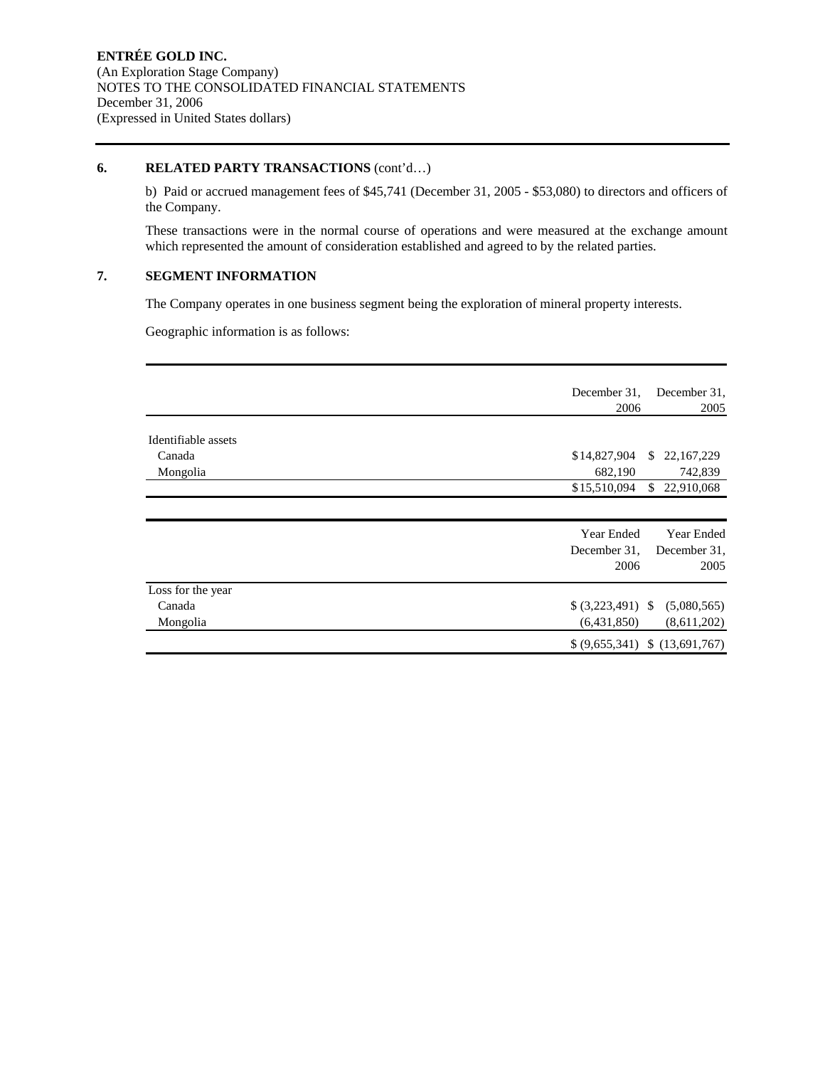**ENTRÉE GOLD INC.**
(An Exploration Stage Company)
NOTES TO THE CONSOLIDATED FINANCIAL STATEMENTS
December 31, 2006
(Expressed in United States dollars)

## 6. RELATED PARTY TRANSACTIONS (cont'd…)

b) Paid or accrued management fees of $45,741 (December 31, 2005 - $53,080) to directors and officers of the Company.

These transactions were in the normal course of operations and were measured at the exchange amount which represented the amount of consideration established and agreed to by the related parties.

## 7. SEGMENT INFORMATION

The Company operates in one business segment being the exploration of mineral property interests.

Geographic information is as follows:

| | December 31, 2006 | December 31, 2005 |
|---|---|---|
| Identifiable assets | | |
| Canada | $14,827,904 | $ 22,167,229 |
| Mongolia | 682,190 | 742,839 |
| | $15,510,094 | $ 22,910,068 |

| | Year Ended December 31, 2006 | Year Ended December 31, 2005 |
|---|---|---|
| Loss for the year | | |
| Canada | $ (3,223,491) | $ (5,080,565) |
| Mongolia | (6,431,850) | (8,611,202) |
| | $ (9,655,341) | $ (13,691,767) |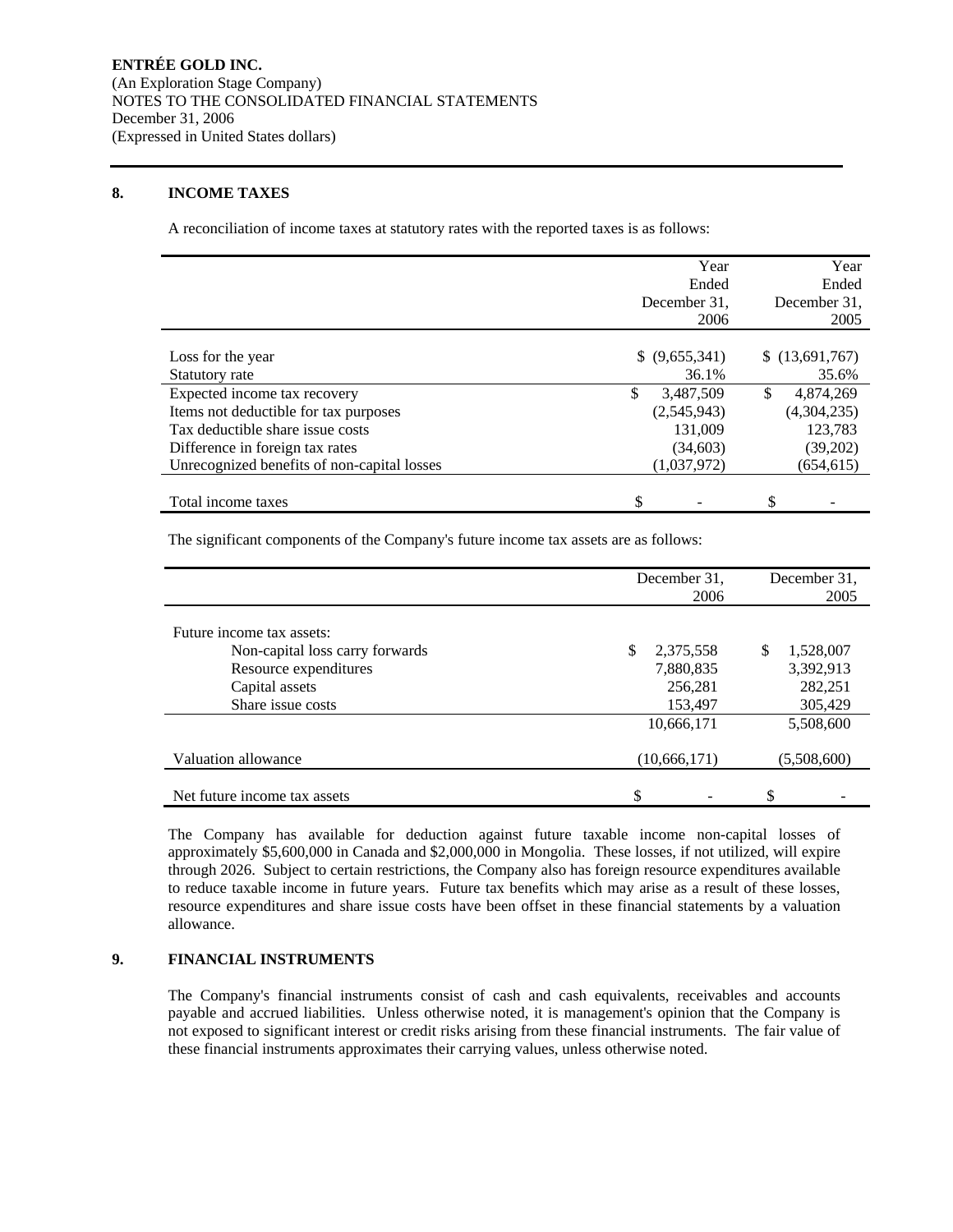**ENTRÉE GOLD INC.**
(An Exploration Stage Company)
NOTES TO THE CONSOLIDATED FINANCIAL STATEMENTS
December 31, 2006
(Expressed in United States dollars)

## 8. INCOME TAXES

A reconciliation of income taxes at statutory rates with the reported taxes is as follows:

| | Year Ended December 31, 2006 | Year Ended December 31, 2005 |
|---|---|---|
| Loss for the year | $ (9,655,341) | $ (13,691,767) |
| Statutory rate | 36.1% | 35.6% |
| Expected income tax recovery | $ 3,487,509 | $ 4,874,269 |
| Items not deductible for tax purposes | (2,545,943) | (4,304,235) |
| Tax deductible share issue costs | 131,009 | 123,783 |
| Difference in foreign tax rates | (34,603) | (39,202) |
| Unrecognized benefits of non-capital losses | (1,037,972) | (654,615) |
| Total income taxes | $ - | $ - |

The significant components of the Company's future income tax assets are as follows:

| | December 31, 2006 | December 31, 2005 |
|---|---|---|
| Future income tax assets: | | |
| Non-capital loss carry forwards | $ 2,375,558 | $ 1,528,007 |
| Resource expenditures | 7,880,835 | 3,392,913 |
| Capital assets | 256,281 | 282,251 |
| Share issue costs | 153,497 | 305,429 |
| | 10,666,171 | 5,508,600 |
| Valuation allowance | (10,666,171) | (5,508,600) |
| Net future income tax assets | $ - | $ - |

The Company has available for deduction against future taxable income non-capital losses of approximately $5,600,000 in Canada and $2,000,000 in Mongolia. These losses, if not utilized, will expire through 2026. Subject to certain restrictions, the Company also has foreign resource expenditures available to reduce taxable income in future years. Future tax benefits which may arise as a result of these losses, resource expenditures and share issue costs have been offset in these financial statements by a valuation allowance.

## 9. FINANCIAL INSTRUMENTS

The Company's financial instruments consist of cash and cash equivalents, receivables and accounts payable and accrued liabilities. Unless otherwise noted, it is management's opinion that the Company is not exposed to significant interest or credit risks arising from these financial instruments. The fair value of these financial instruments approximates their carrying values, unless otherwise noted.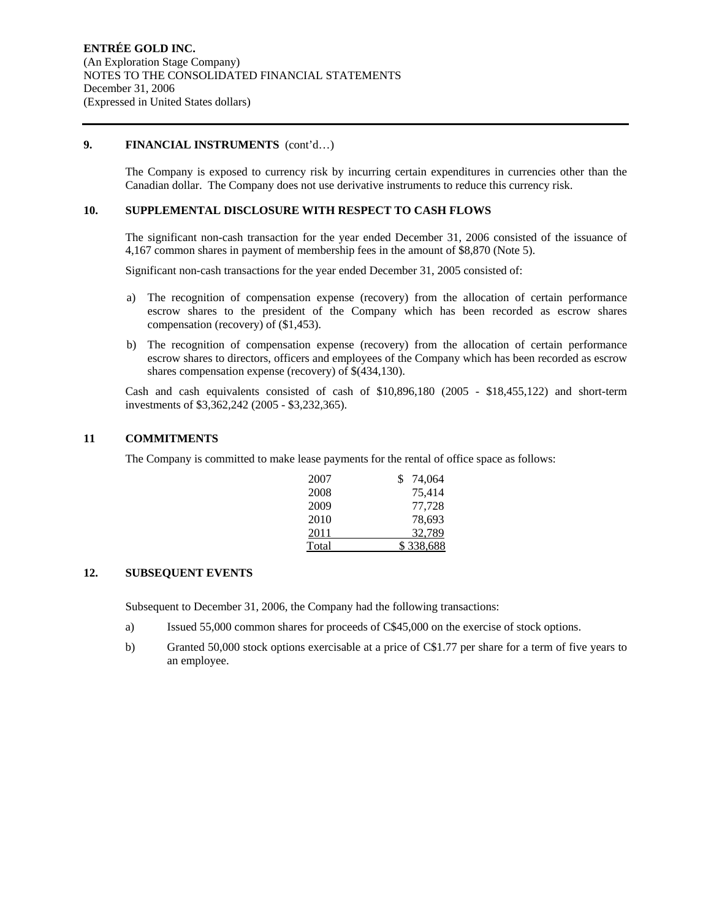## 9. FINANCIAL INSTRUMENTS (cont'd…)

The Company is exposed to currency risk by incurring certain expenditures in currencies other than the Canadian dollar. The Company does not use derivative instruments to reduce this currency risk.

## 10. SUPPLEMENTAL DISCLOSURE WITH RESPECT TO CASH FLOWS

The significant non-cash transaction for the year ended December 31, 2006 consisted of the issuance of 4,167 common shares in payment of membership fees in the amount of $8,870 (Note 5).

Significant non-cash transactions for the year ended December 31, 2005 consisted of:

a) The recognition of compensation expense (recovery) from the allocation of certain performance escrow shares to the president of the Company which has been recorded as escrow shares compensation (recovery) of ($1,453).

b) The recognition of compensation expense (recovery) from the allocation of certain performance escrow shares to directors, officers and employees of the Company which has been recorded as escrow shares compensation expense (recovery) of $(434,130).

Cash and cash equivalents consisted of cash of $10,896,180 (2005 - $18,455,122) and short-term investments of $3,362,242 (2005 - $3,232,365).

## 11 COMMITMENTS

The Company is committed to make lease payments for the rental of office space as follows:

| | |
|---|---|
| 2007 | $ 74,064 |
| 2008 | 75,414 |
| 2009 | 77,728 |
| 2010 | 78,693 |
| 2011 | 32,789 |
| Total | $ 338,688 |

## 12. SUBSEQUENT EVENTS

Subsequent to December 31, 2006, the Company had the following transactions:

a) Issued 55,000 common shares for proceeds of C$45,000 on the exercise of stock options.

b) Granted 50,000 stock options exercisable at a price of C$1.77 per share for a term of five years to an employee.